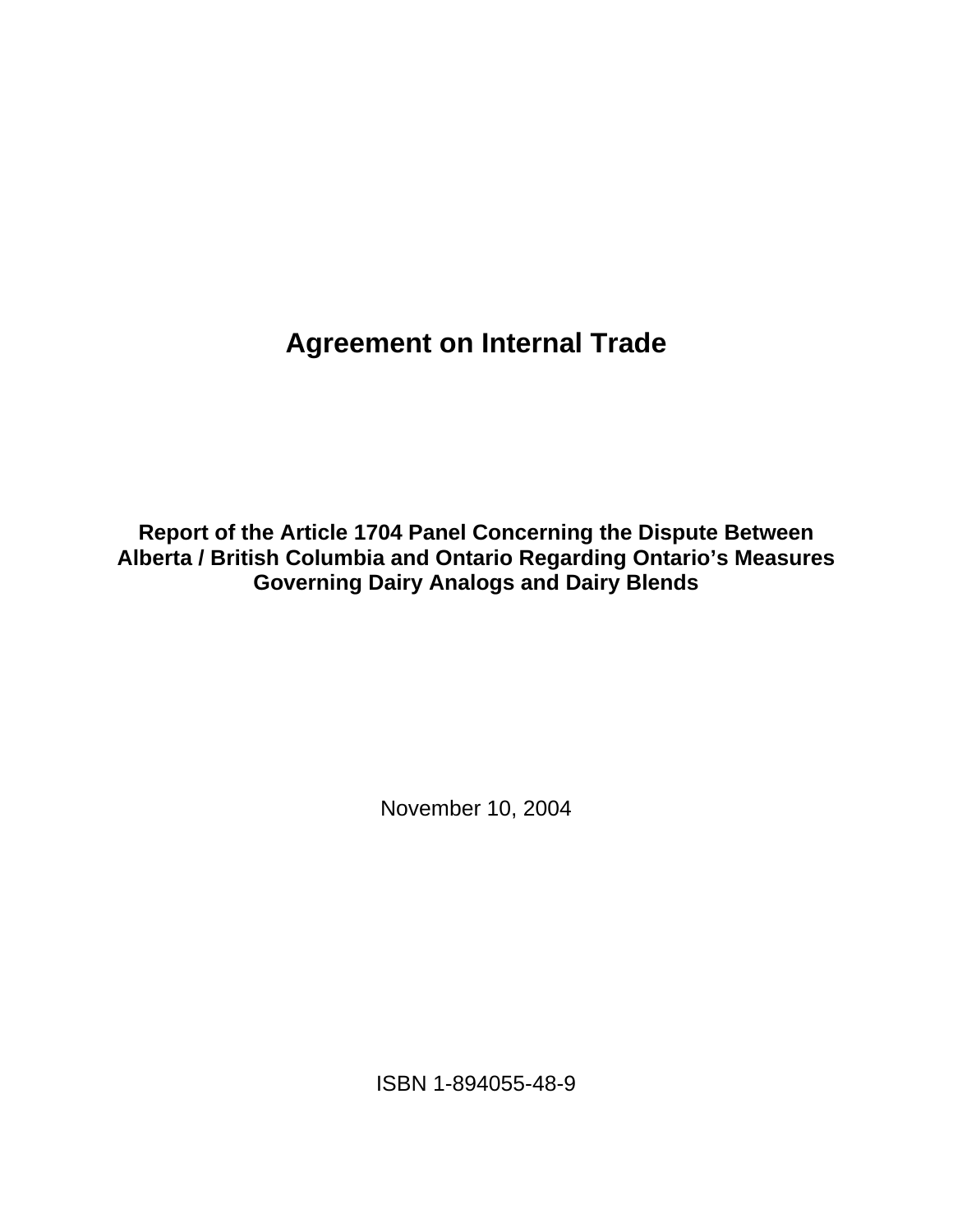# Agreement on Internal Trade

## Report of the Article 1704 Panel Concerning the Dispute Between Alberta / British Columbia and Ontario Regarding Ontario's Measures Governing Dairy Analogs and Dairy Blends

November 10, 2004

ISBN 1-894055-48-9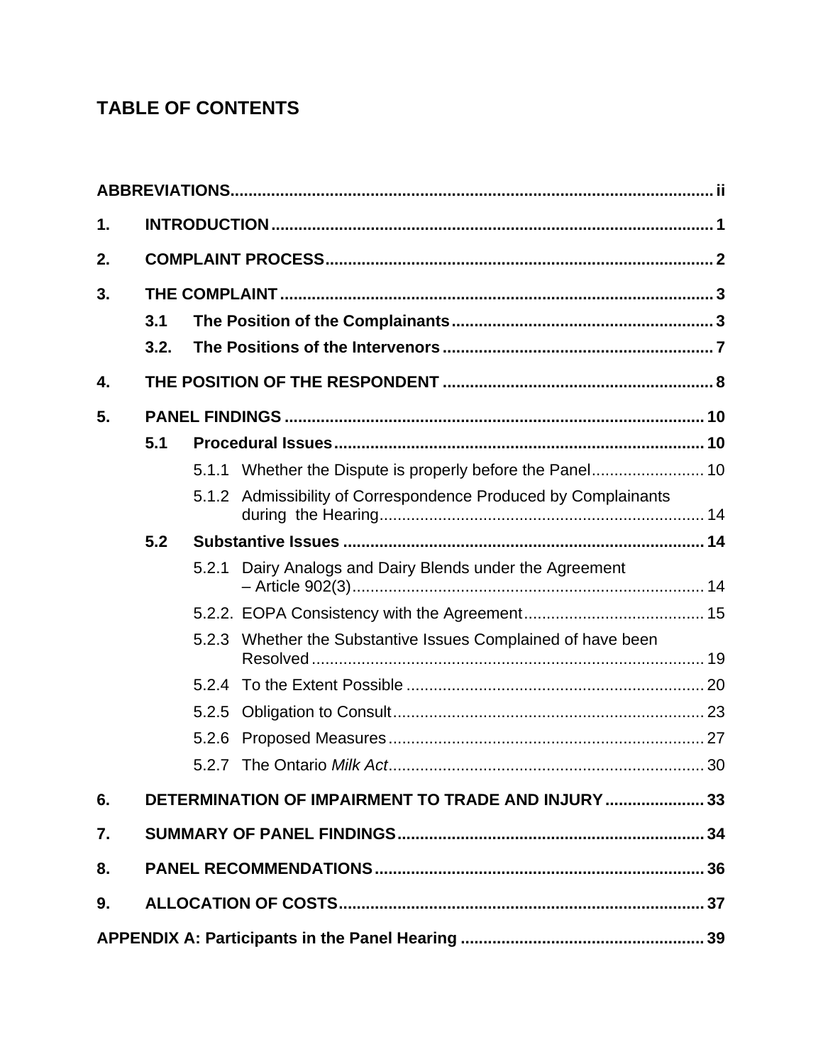# TABLE OF CONTENTS

**ABBREVIATIONS** .......... ii

**1. INTRODUCTION** .......... 1

**2. COMPLAINT PROCESS** .......... 2

**3. THE COMPLAINT** .......... 3

- **3.1 The Position of the Complainants** .......... 3
- **3.2. The Positions of the Intervenors** .......... 7

**4. THE POSITION OF THE RESPONDENT** .......... 8

**5. PANEL FINDINGS** .......... 10

- **5.1 Procedural Issues** .......... 10
  - 5.1.1 Whether the Dispute is properly before the Panel .......... 10
  - 5.1.2 Admissibility of Correspondence Produced by Complainants during the Hearing .......... 14
- **5.2 Substantive Issues** .......... 14
  - 5.2.1 Dairy Analogs and Dairy Blends under the Agreement – Article 902(3) .......... 14
  - 5.2.2. EOPA Consistency with the Agreement .......... 15
  - 5.2.3 Whether the Substantive Issues Complained of have been Resolved .......... 19
  - 5.2.4 To the Extent Possible .......... 20
  - 5.2.5 Obligation to Consult .......... 23
  - 5.2.6 Proposed Measures .......... 27
  - 5.2.7 The Ontario *Milk Act* .......... 30

**6. DETERMINATION OF IMPAIRMENT TO TRADE AND INJURY** .......... 33

**7. SUMMARY OF PANEL FINDINGS** .......... 34

**8. PANEL RECOMMENDATIONS** .......... 36

**9. ALLOCATION OF COSTS** .......... 37

**APPENDIX A: Participants in the Panel Hearing** .......... 39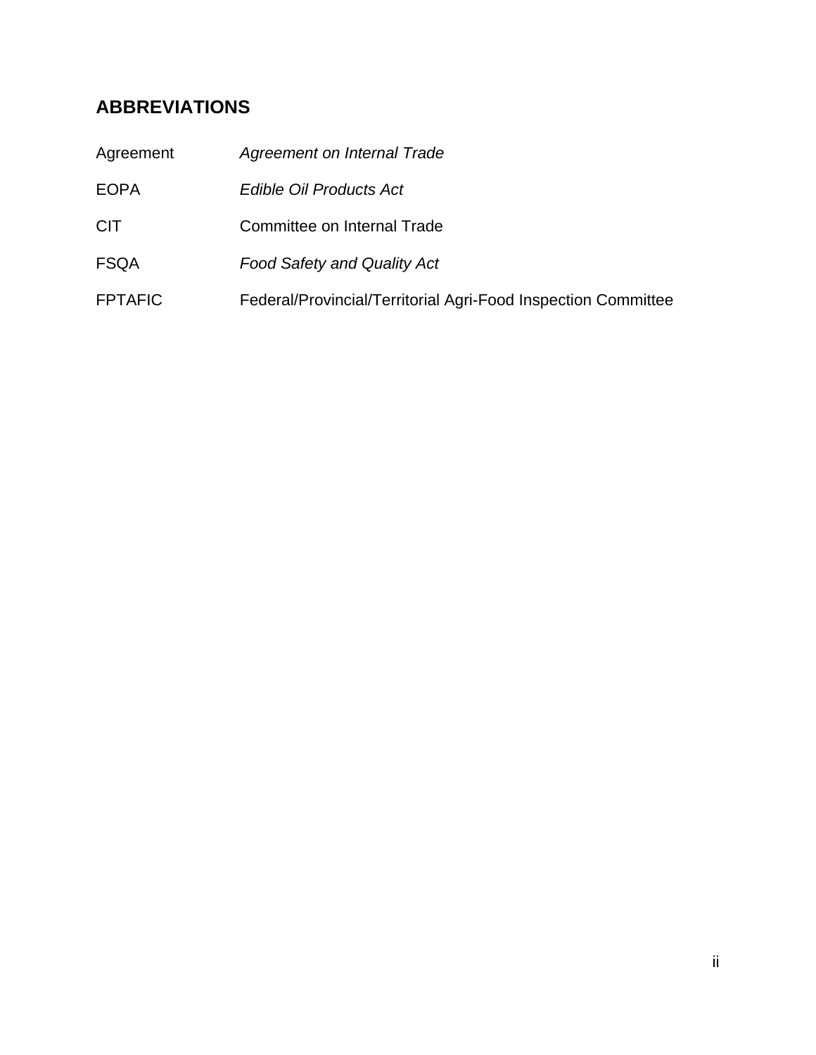## ABBREVIATIONS

| | |
|---|---|
| Agreement | *Agreement on Internal Trade* |
| EOPA | *Edible Oil Products Act* |
| CIT | Committee on Internal Trade |
| FSQA | *Food Safety and Quality Act* |
| FPTAFIC | Federal/Provincial/Territorial Agri-Food Inspection Committee |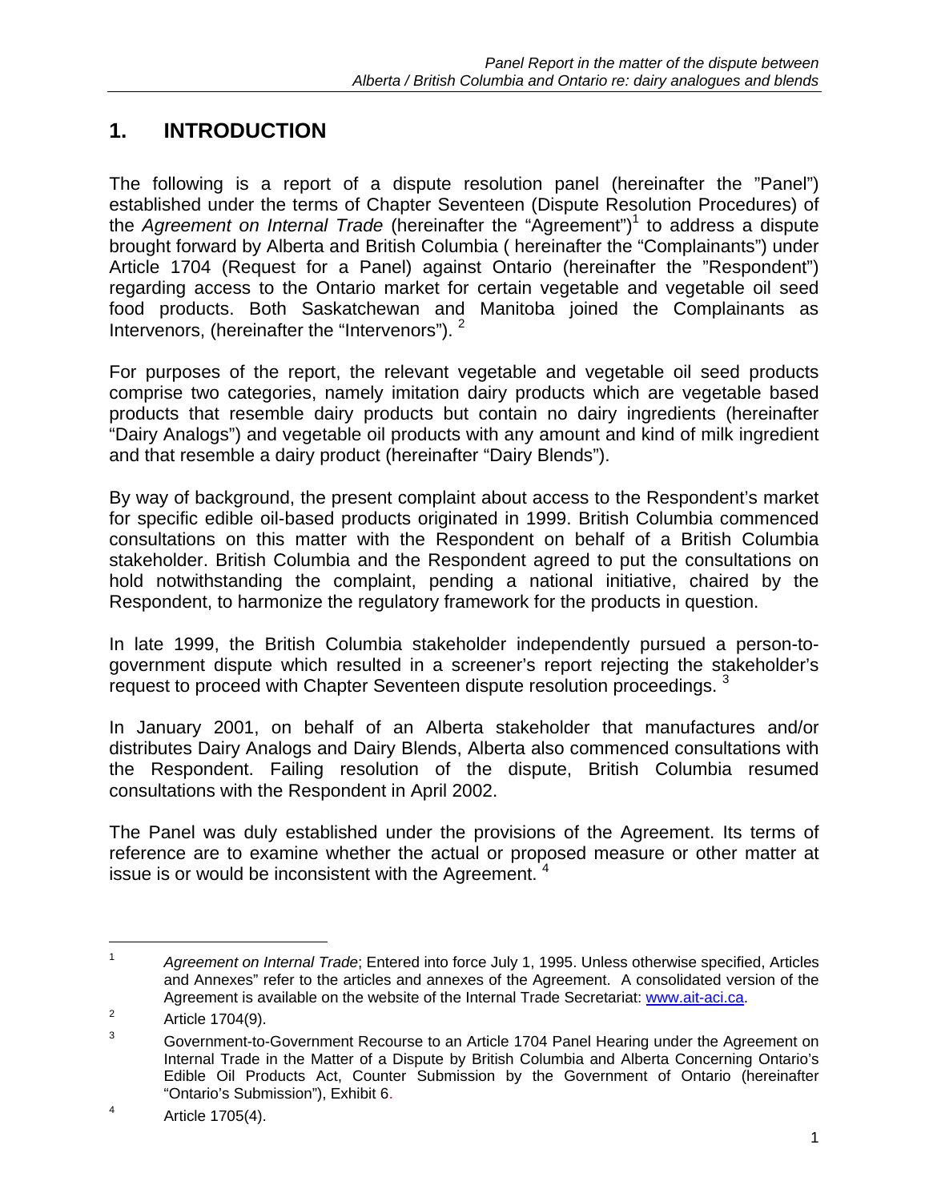## 1. INTRODUCTION

The following is a report of a dispute resolution panel (hereinafter the "Panel") established under the terms of Chapter Seventeen (Dispute Resolution Procedures) of the *Agreement on Internal Trade* (hereinafter the "Agreement")[1] to address a dispute brought forward by Alberta and British Columbia ( hereinafter the "Complainants") under Article 1704 (Request for a Panel) against Ontario (hereinafter the "Respondent") regarding access to the Ontario market for certain vegetable and vegetable oil seed food products. Both Saskatchewan and Manitoba joined the Complainants as Intervenors, (hereinafter the "Intervenors"). [2]

For purposes of the report, the relevant vegetable and vegetable oil seed products comprise two categories, namely imitation dairy products which are vegetable based products that resemble dairy products but contain no dairy ingredients (hereinafter "Dairy Analogs") and vegetable oil products with any amount and kind of milk ingredient and that resemble a dairy product (hereinafter "Dairy Blends").

By way of background, the present complaint about access to the Respondent's market for specific edible oil-based products originated in 1999. British Columbia commenced consultations on this matter with the Respondent on behalf of a British Columbia stakeholder. British Columbia and the Respondent agreed to put the consultations on hold notwithstanding the complaint, pending a national initiative, chaired by the Respondent, to harmonize the regulatory framework for the products in question.

In late 1999, the British Columbia stakeholder independently pursued a person-to-government dispute which resulted in a screener's report rejecting the stakeholder's request to proceed with Chapter Seventeen dispute resolution proceedings. [3]

In January 2001, on behalf of an Alberta stakeholder that manufactures and/or distributes Dairy Analogs and Dairy Blends, Alberta also commenced consultations with the Respondent. Failing resolution of the dispute, British Columbia resumed consultations with the Respondent in April 2002.

The Panel was duly established under the provisions of the Agreement. Its terms of reference are to examine whether the actual or proposed measure or other matter at issue is or would be inconsistent with the Agreement. [4]

---

[1] *Agreement on Internal Trade*; Entered into force July 1, 1995. Unless otherwise specified, Articles and Annexes" refer to the articles and annexes of the Agreement. A consolidated version of the Agreement is available on the website of the Internal Trade Secretariat: www.ait-aci.ca.

[2] Article 1704(9).

[3] Government-to-Government Recourse to an Article 1704 Panel Hearing under the Agreement on Internal Trade in the Matter of a Dispute by British Columbia and Alberta Concerning Ontario's Edible Oil Products Act, Counter Submission by the Government of Ontario (hereinafter "Ontario's Submission"), Exhibit 6.

[4] Article 1705(4).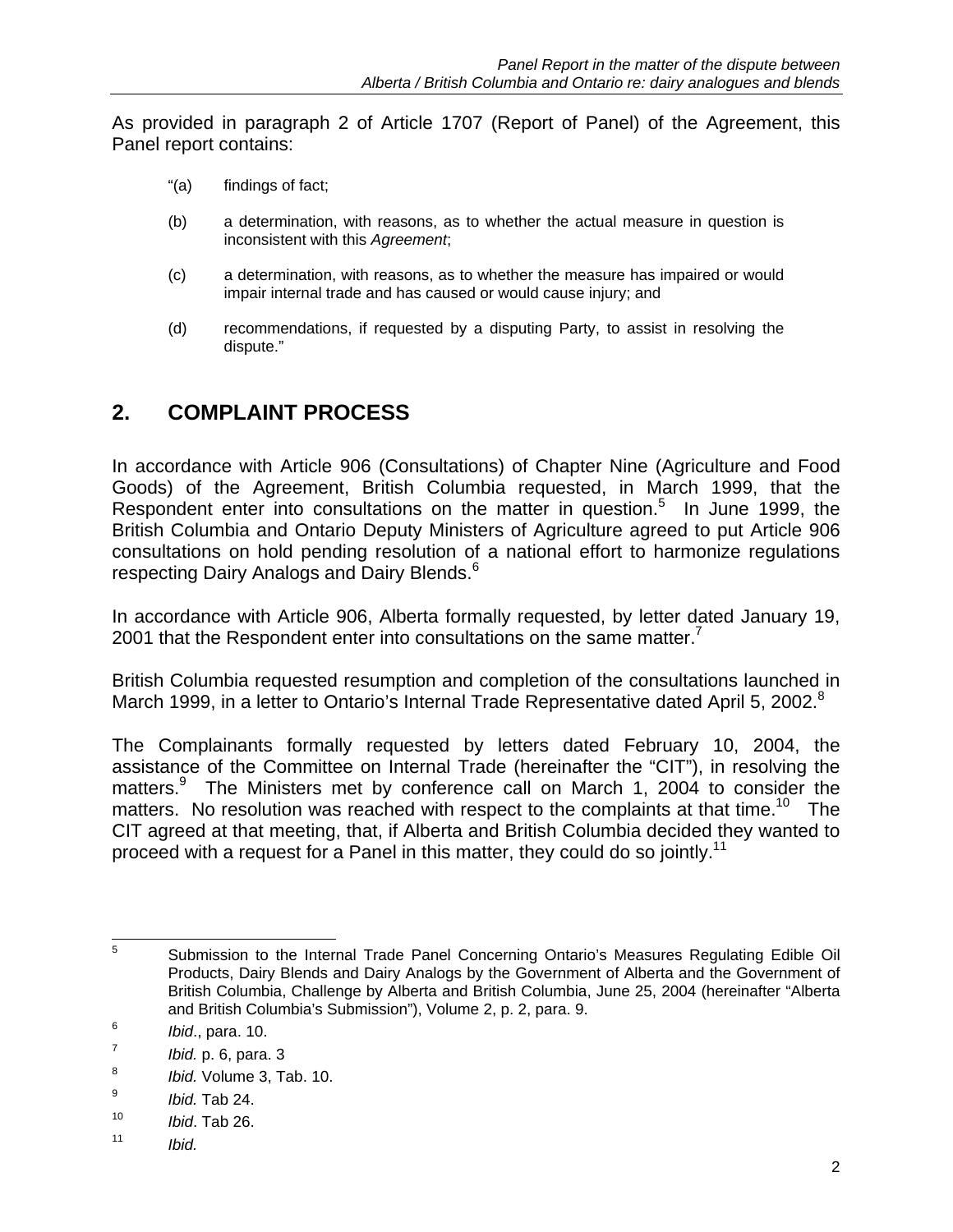As provided in paragraph 2 of Article 1707 (Report of Panel) of the Agreement, this Panel report contains:

> "(a) findings of fact;
>
> (b) a determination, with reasons, as to whether the actual measure in question is inconsistent with this *Agreement*;
>
> (c) a determination, with reasons, as to whether the measure has impaired or would impair internal trade and has caused or would cause injury; and
>
> (d) recommendations, if requested by a disputing Party, to assist in resolving the dispute."

## 2. COMPLAINT PROCESS

In accordance with Article 906 (Consultations) of Chapter Nine (Agriculture and Food Goods) of the Agreement, British Columbia requested, in March 1999, that the Respondent enter into consultations on the matter in question.[5] In June 1999, the British Columbia and Ontario Deputy Ministers of Agriculture agreed to put Article 906 consultations on hold pending resolution of a national effort to harmonize regulations respecting Dairy Analogs and Dairy Blends.[6]

In accordance with Article 906, Alberta formally requested, by letter dated January 19, 2001 that the Respondent enter into consultations on the same matter.[7]

British Columbia requested resumption and completion of the consultations launched in March 1999, in a letter to Ontario's Internal Trade Representative dated April 5, 2002.[8]

The Complainants formally requested by letters dated February 10, 2004, the assistance of the Committee on Internal Trade (hereinafter the "CIT"), in resolving the matters.[9] The Ministers met by conference call on March 1, 2004 to consider the matters. No resolution was reached with respect to the complaints at that time.[10] The CIT agreed at that meeting, that, if Alberta and British Columbia decided they wanted to proceed with a request for a Panel in this matter, they could do so jointly.[11]

---

[5] Submission to the Internal Trade Panel Concerning Ontario's Measures Regulating Edible Oil Products, Dairy Blends and Dairy Analogs by the Government of Alberta and the Government of British Columbia, Challenge by Alberta and British Columbia, June 25, 2004 (hereinafter "Alberta and British Columbia's Submission"), Volume 2, p. 2, para. 9.

[6] *Ibid*., para. 10.

[7] *Ibid.* p. 6, para. 3

[8] *Ibid.* Volume 3, Tab. 10.

[9] *Ibid.* Tab 24.

[10] *Ibid*. Tab 26.

[11] *Ibid.*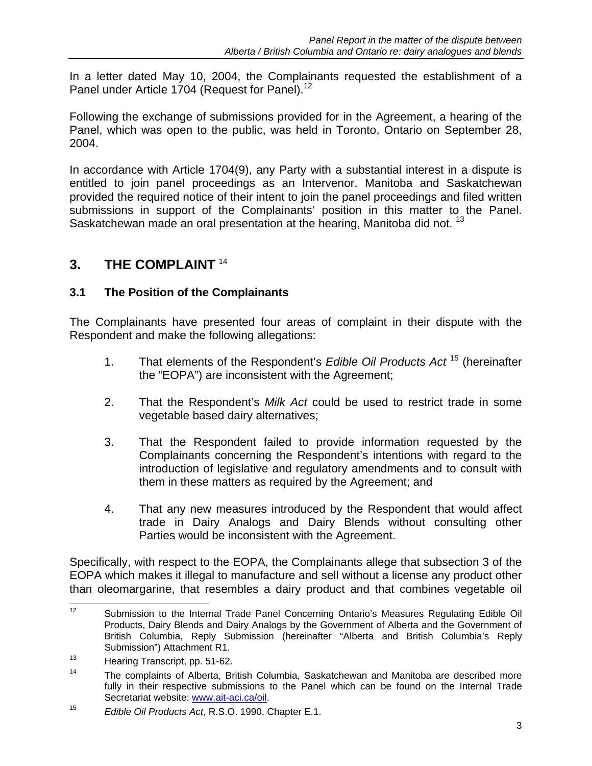In a letter dated May 10, 2004, the Complainants requested the establishment of a Panel under Article 1704 (Request for Panel).[12]

Following the exchange of submissions provided for in the Agreement, a hearing of the Panel, which was open to the public, was held in Toronto, Ontario on September 28, 2004.

In accordance with Article 1704(9), any Party with a substantial interest in a dispute is entitled to join panel proceedings as an Intervenor. Manitoba and Saskatchewan provided the required notice of their intent to join the panel proceedings and filed written submissions in support of the Complainants' position in this matter to the Panel. Saskatchewan made an oral presentation at the hearing, Manitoba did not.[13]

## 3. THE COMPLAINT [14]

### 3.1 The Position of the Complainants

The Complainants have presented four areas of complaint in their dispute with the Respondent and make the following allegations:

1. That elements of the Respondent's *Edible Oil Products Act*[15] (hereinafter the "EOPA") are inconsistent with the Agreement;

2. That the Respondent's *Milk Act* could be used to restrict trade in some vegetable based dairy alternatives;

3. That the Respondent failed to provide information requested by the Complainants concerning the Respondent's intentions with regard to the introduction of legislative and regulatory amendments and to consult with them in these matters as required by the Agreement; and

4. That any new measures introduced by the Respondent that would affect trade in Dairy Analogs and Dairy Blends without consulting other Parties would be inconsistent with the Agreement.

Specifically, with respect to the EOPA, the Complainants allege that subsection 3 of the EOPA which makes it illegal to manufacture and sell without a license any product other than oleomargarine, that resembles a dairy product and that combines vegetable oil

---

[12] Submission to the Internal Trade Panel Concerning Ontario's Measures Regulating Edible Oil Products, Dairy Blends and Dairy Analogs by the Government of Alberta and the Government of British Columbia, Reply Submission (hereinafter "Alberta and British Columbia's Reply Submission") Attachment R1.

[13] Hearing Transcript, pp. 51-62.

[14] The complaints of Alberta, British Columbia, Saskatchewan and Manitoba are described more fully in their respective submissions to the Panel which can be found on the Internal Trade Secretariat website: www.ait-aci.ca/oil.

[15] *Edible Oil Products Act*, R.S.O. 1990, Chapter E.1.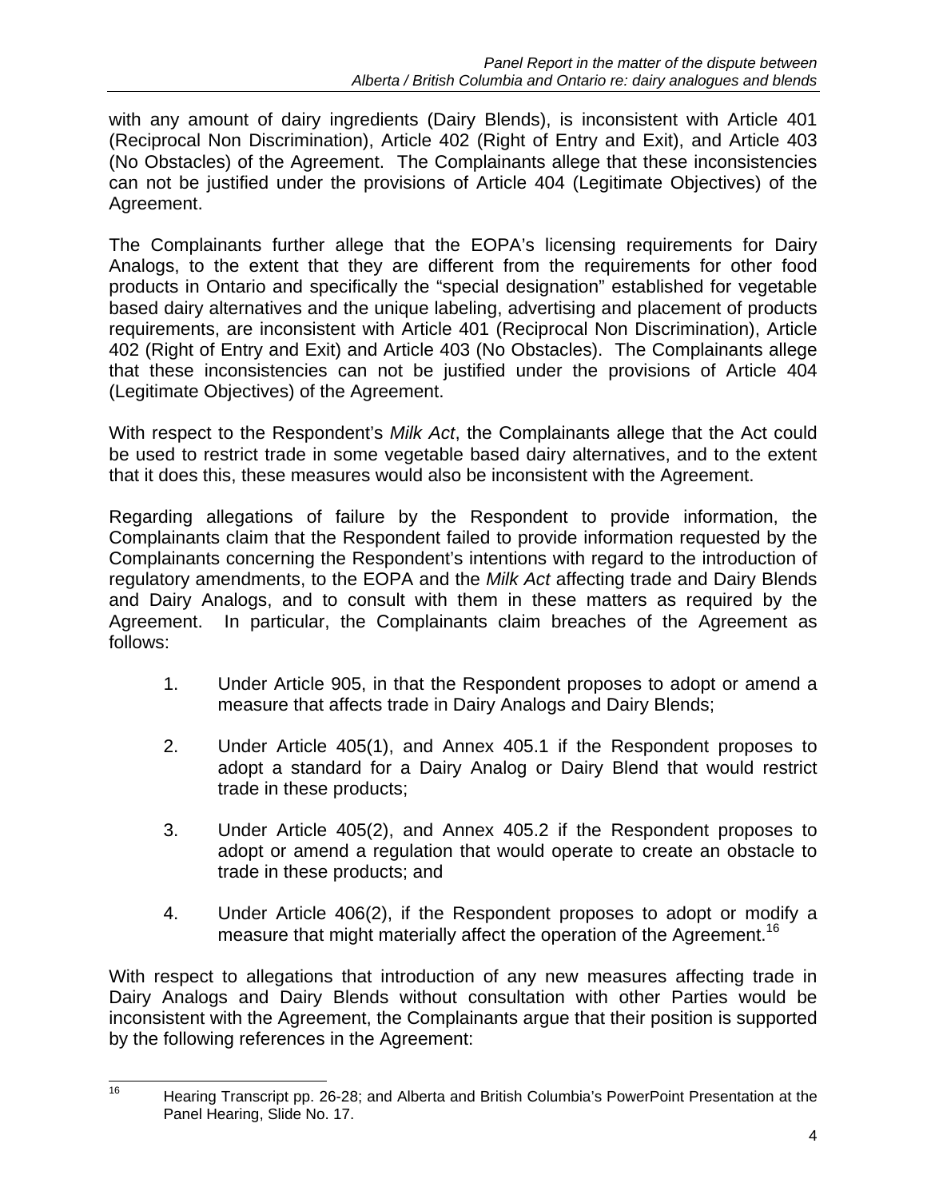with any amount of dairy ingredients (Dairy Blends), is inconsistent with Article 401 (Reciprocal Non Discrimination), Article 402 (Right of Entry and Exit), and Article 403 (No Obstacles) of the Agreement. The Complainants allege that these inconsistencies can not be justified under the provisions of Article 404 (Legitimate Objectives) of the Agreement.

The Complainants further allege that the EOPA's licensing requirements for Dairy Analogs, to the extent that they are different from the requirements for other food products in Ontario and specifically the "special designation" established for vegetable based dairy alternatives and the unique labeling, advertising and placement of products requirements, are inconsistent with Article 401 (Reciprocal Non Discrimination), Article 402 (Right of Entry and Exit) and Article 403 (No Obstacles). The Complainants allege that these inconsistencies can not be justified under the provisions of Article 404 (Legitimate Objectives) of the Agreement.

With respect to the Respondent's *Milk Act*, the Complainants allege that the Act could be used to restrict trade in some vegetable based dairy alternatives, and to the extent that it does this, these measures would also be inconsistent with the Agreement.

Regarding allegations of failure by the Respondent to provide information, the Complainants claim that the Respondent failed to provide information requested by the Complainants concerning the Respondent's intentions with regard to the introduction of regulatory amendments, to the EOPA and the *Milk Act* affecting trade and Dairy Blends and Dairy Analogs, and to consult with them in these matters as required by the Agreement. In particular, the Complainants claim breaches of the Agreement as follows:

1. Under Article 905, in that the Respondent proposes to adopt or amend a measure that affects trade in Dairy Analogs and Dairy Blends;

2. Under Article 405(1), and Annex 405.1 if the Respondent proposes to adopt a standard for a Dairy Analog or Dairy Blend that would restrict trade in these products;

3. Under Article 405(2), and Annex 405.2 if the Respondent proposes to adopt or amend a regulation that would operate to create an obstacle to trade in these products; and

4. Under Article 406(2), if the Respondent proposes to adopt or modify a measure that might materially affect the operation of the Agreement.[16]

With respect to allegations that introduction of any new measures affecting trade in Dairy Analogs and Dairy Blends without consultation with other Parties would be inconsistent with the Agreement, the Complainants argue that their position is supported by the following references in the Agreement:

---

[16] Hearing Transcript pp. 26-28; and Alberta and British Columbia's PowerPoint Presentation at the Panel Hearing, Slide No. 17.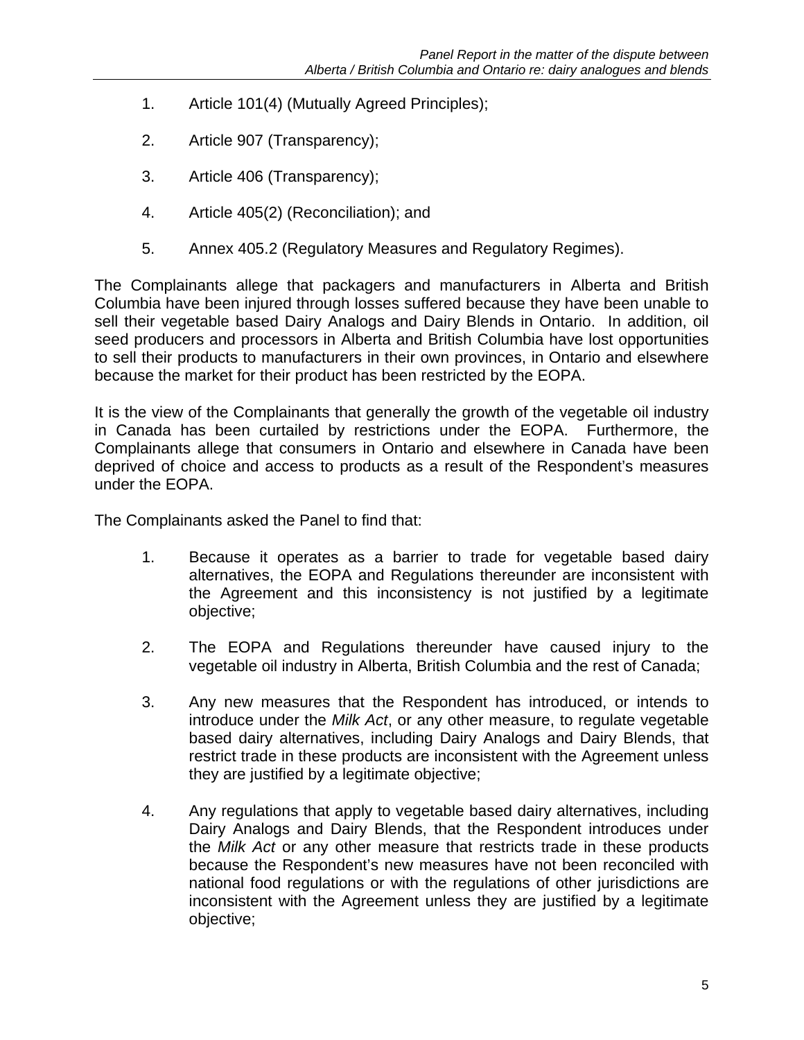1. Article 101(4) (Mutually Agreed Principles);

2. Article 907 (Transparency);

3. Article 406 (Transparency);

4. Article 405(2) (Reconciliation); and

5. Annex 405.2 (Regulatory Measures and Regulatory Regimes).

The Complainants allege that packagers and manufacturers in Alberta and British Columbia have been injured through losses suffered because they have been unable to sell their vegetable based Dairy Analogs and Dairy Blends in Ontario. In addition, oil seed producers and processors in Alberta and British Columbia have lost opportunities to sell their products to manufacturers in their own provinces, in Ontario and elsewhere because the market for their product has been restricted by the EOPA.

It is the view of the Complainants that generally the growth of the vegetable oil industry in Canada has been curtailed by restrictions under the EOPA. Furthermore, the Complainants allege that consumers in Ontario and elsewhere in Canada have been deprived of choice and access to products as a result of the Respondent's measures under the EOPA.

The Complainants asked the Panel to find that:

1. Because it operates as a barrier to trade for vegetable based dairy alternatives, the EOPA and Regulations thereunder are inconsistent with the Agreement and this inconsistency is not justified by a legitimate objective;

2. The EOPA and Regulations thereunder have caused injury to the vegetable oil industry in Alberta, British Columbia and the rest of Canada;

3. Any new measures that the Respondent has introduced, or intends to introduce under the *Milk Act*, or any other measure, to regulate vegetable based dairy alternatives, including Dairy Analogs and Dairy Blends, that restrict trade in these products are inconsistent with the Agreement unless they are justified by a legitimate objective;

4. Any regulations that apply to vegetable based dairy alternatives, including Dairy Analogs and Dairy Blends, that the Respondent introduces under the *Milk Act* or any other measure that restricts trade in these products because the Respondent's new measures have not been reconciled with national food regulations or with the regulations of other jurisdictions are inconsistent with the Agreement unless they are justified by a legitimate objective;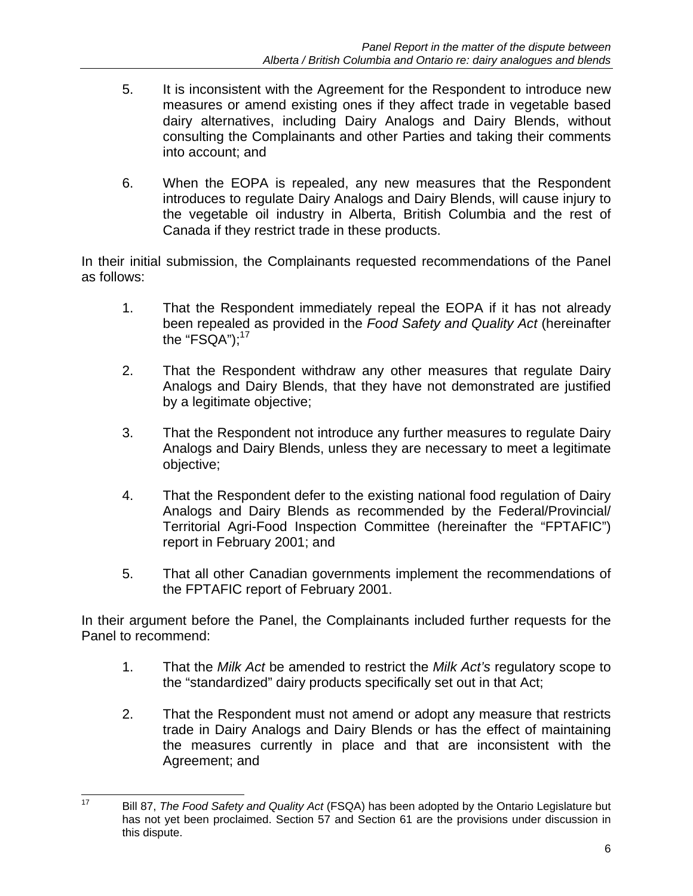5. It is inconsistent with the Agreement for the Respondent to introduce new measures or amend existing ones if they affect trade in vegetable based dairy alternatives, including Dairy Analogs and Dairy Blends, without consulting the Complainants and other Parties and taking their comments into account; and

6. When the EOPA is repealed, any new measures that the Respondent introduces to regulate Dairy Analogs and Dairy Blends, will cause injury to the vegetable oil industry in Alberta, British Columbia and the rest of Canada if they restrict trade in these products.

In their initial submission, the Complainants requested recommendations of the Panel as follows:

1. That the Respondent immediately repeal the EOPA if it has not already been repealed as provided in the *Food Safety and Quality Act* (hereinafter the "FSQA");[17]

2. That the Respondent withdraw any other measures that regulate Dairy Analogs and Dairy Blends, that they have not demonstrated are justified by a legitimate objective;

3. That the Respondent not introduce any further measures to regulate Dairy Analogs and Dairy Blends, unless they are necessary to meet a legitimate objective;

4. That the Respondent defer to the existing national food regulation of Dairy Analogs and Dairy Blends as recommended by the Federal/Provincial/ Territorial Agri-Food Inspection Committee (hereinafter the "FPTAFIC") report in February 2001; and

5. That all other Canadian governments implement the recommendations of the FPTAFIC report of February 2001.

In their argument before the Panel, the Complainants included further requests for the Panel to recommend:

1. That the *Milk Act* be amended to restrict the *Milk Act's* regulatory scope to the "standardized" dairy products specifically set out in that Act;

2. That the Respondent must not amend or adopt any measure that restricts trade in Dairy Analogs and Dairy Blends or has the effect of maintaining the measures currently in place and that are inconsistent with the Agreement; and

---

[17] Bill 87, *The Food Safety and Quality Act* (FSQA) has been adopted by the Ontario Legislature but has not yet been proclaimed. Section 57 and Section 61 are the provisions under discussion in this dispute.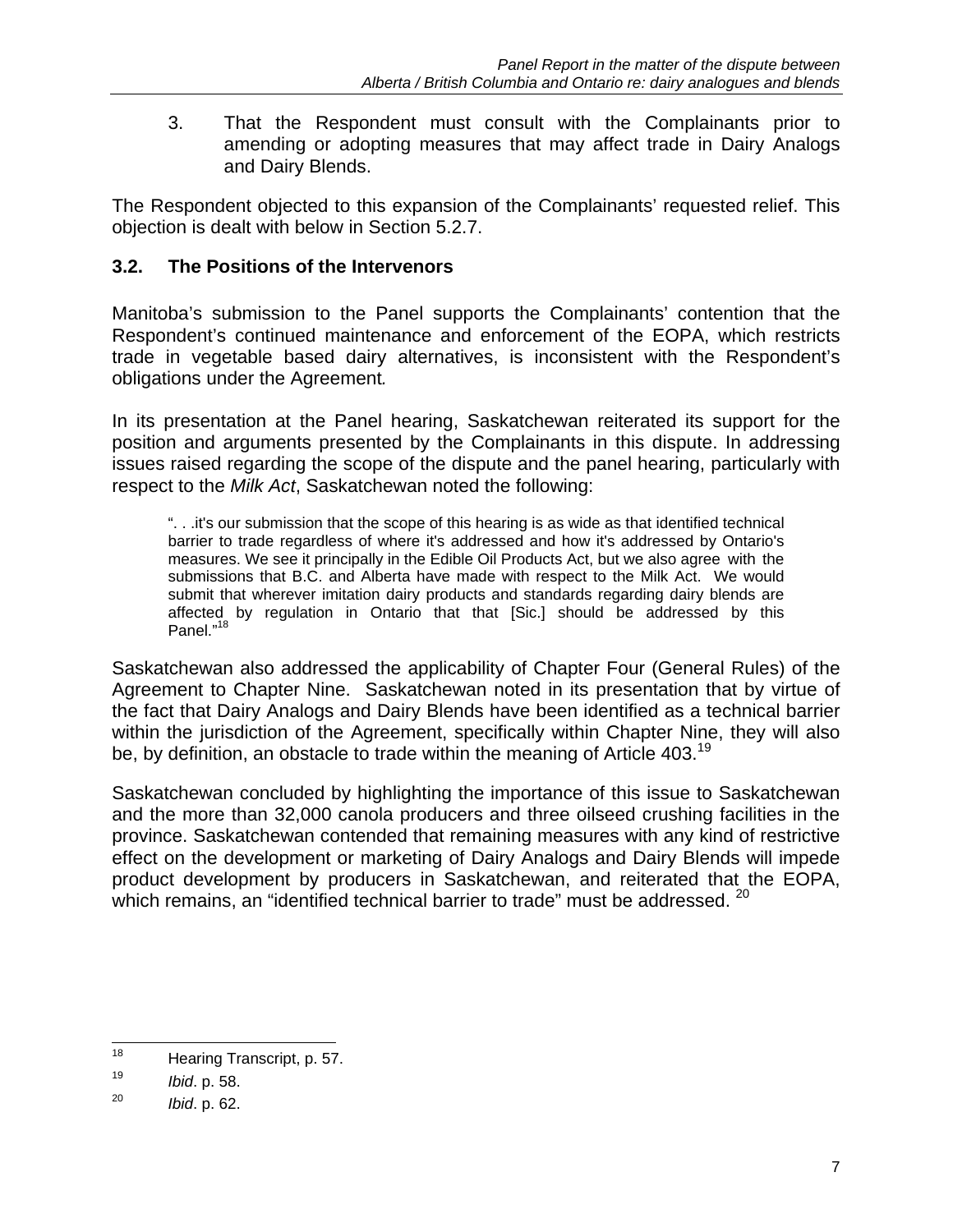3. That the Respondent must consult with the Complainants prior to amending or adopting measures that may affect trade in Dairy Analogs and Dairy Blends.

The Respondent objected to this expansion of the Complainants' requested relief. This objection is dealt with below in Section 5.2.7.

### 3.2. The Positions of the Intervenors

Manitoba's submission to the Panel supports the Complainants' contention that the Respondent's continued maintenance and enforcement of the EOPA, which restricts trade in vegetable based dairy alternatives, is inconsistent with the Respondent's obligations under the Agreement.

In its presentation at the Panel hearing, Saskatchewan reiterated its support for the position and arguments presented by the Complainants in this dispute. In addressing issues raised regarding the scope of the dispute and the panel hearing, particularly with respect to the *Milk Act*, Saskatchewan noted the following:

> ". . .it's our submission that the scope of this hearing is as wide as that identified technical barrier to trade regardless of where it's addressed and how it's addressed by Ontario's measures. We see it principally in the Edible Oil Products Act, but we also agree with the submissions that B.C. and Alberta have made with respect to the Milk Act. We would submit that wherever imitation dairy products and standards regarding dairy blends are affected by regulation in Ontario that that [Sic.] should be addressed by this Panel."[18]

Saskatchewan also addressed the applicability of Chapter Four (General Rules) of the Agreement to Chapter Nine. Saskatchewan noted in its presentation that by virtue of the fact that Dairy Analogs and Dairy Blends have been identified as a technical barrier within the jurisdiction of the Agreement, specifically within Chapter Nine, they will also be, by definition, an obstacle to trade within the meaning of Article 403.[19]

Saskatchewan concluded by highlighting the importance of this issue to Saskatchewan and the more than 32,000 canola producers and three oilseed crushing facilities in the province. Saskatchewan contended that remaining measures with any kind of restrictive effect on the development or marketing of Dairy Analogs and Dairy Blends will impede product development by producers in Saskatchewan, and reiterated that the EOPA, which remains, an "identified technical barrier to trade" must be addressed.[20]

---

[18] Hearing Transcript, p. 57.

[19] *Ibid*. p. 58.

[20] *Ibid*. p. 62.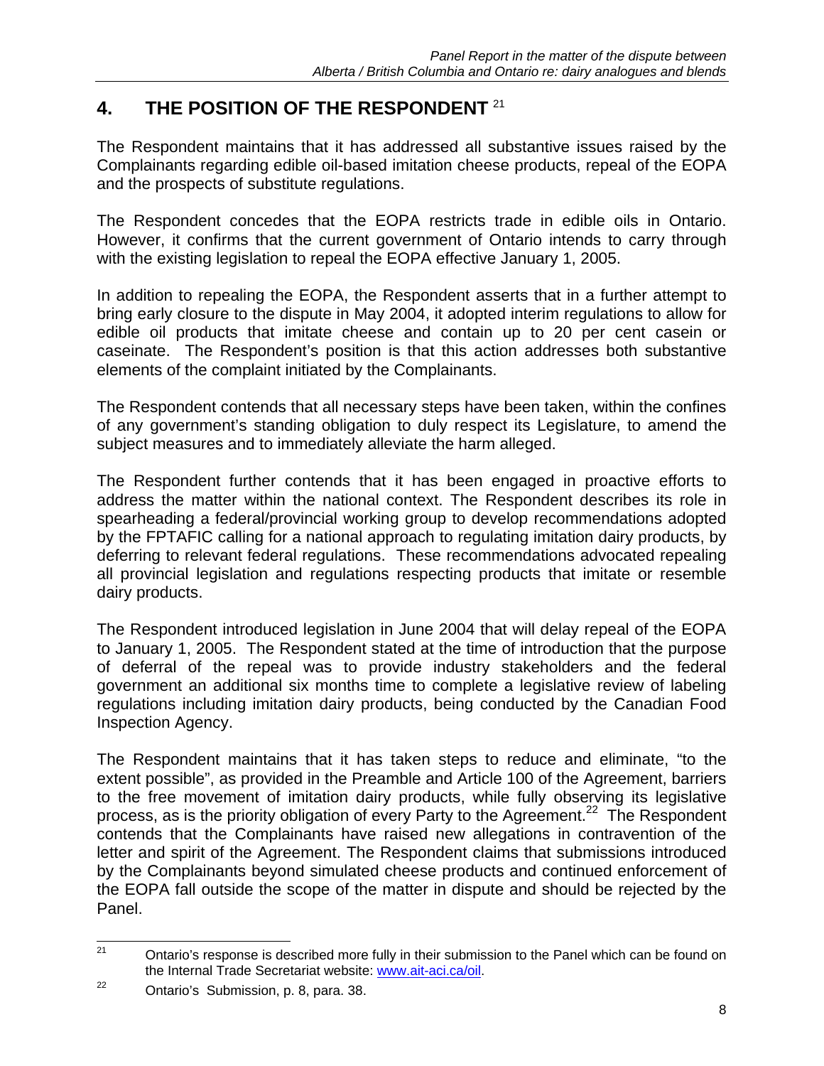## 4. THE POSITION OF THE RESPONDENT [21]

The Respondent maintains that it has addressed all substantive issues raised by the Complainants regarding edible oil-based imitation cheese products, repeal of the EOPA and the prospects of substitute regulations.

The Respondent concedes that the EOPA restricts trade in edible oils in Ontario. However, it confirms that the current government of Ontario intends to carry through with the existing legislation to repeal the EOPA effective January 1, 2005.

In addition to repealing the EOPA, the Respondent asserts that in a further attempt to bring early closure to the dispute in May 2004, it adopted interim regulations to allow for edible oil products that imitate cheese and contain up to 20 per cent casein or caseinate. The Respondent's position is that this action addresses both substantive elements of the complaint initiated by the Complainants.

The Respondent contends that all necessary steps have been taken, within the confines of any government's standing obligation to duly respect its Legislature, to amend the subject measures and to immediately alleviate the harm alleged.

The Respondent further contends that it has been engaged in proactive efforts to address the matter within the national context. The Respondent describes its role in spearheading a federal/provincial working group to develop recommendations adopted by the FPTAFIC calling for a national approach to regulating imitation dairy products, by deferring to relevant federal regulations. These recommendations advocated repealing all provincial legislation and regulations respecting products that imitate or resemble dairy products.

The Respondent introduced legislation in June 2004 that will delay repeal of the EOPA to January 1, 2005. The Respondent stated at the time of introduction that the purpose of deferral of the repeal was to provide industry stakeholders and the federal government an additional six months time to complete a legislative review of labeling regulations including imitation dairy products, being conducted by the Canadian Food Inspection Agency.

The Respondent maintains that it has taken steps to reduce and eliminate, "to the extent possible", as provided in the Preamble and Article 100 of the Agreement, barriers to the free movement of imitation dairy products, while fully observing its legislative process, as is the priority obligation of every Party to the Agreement.[22] The Respondent contends that the Complainants have raised new allegations in contravention of the letter and spirit of the Agreement. The Respondent claims that submissions introduced by the Complainants beyond simulated cheese products and continued enforcement of the EOPA fall outside the scope of the matter in dispute and should be rejected by the Panel.

---

[21] Ontario's response is described more fully in their submission to the Panel which can be found on the Internal Trade Secretariat website: www.ait-aci.ca/oil.

[22] Ontario's Submission, p. 8, para. 38.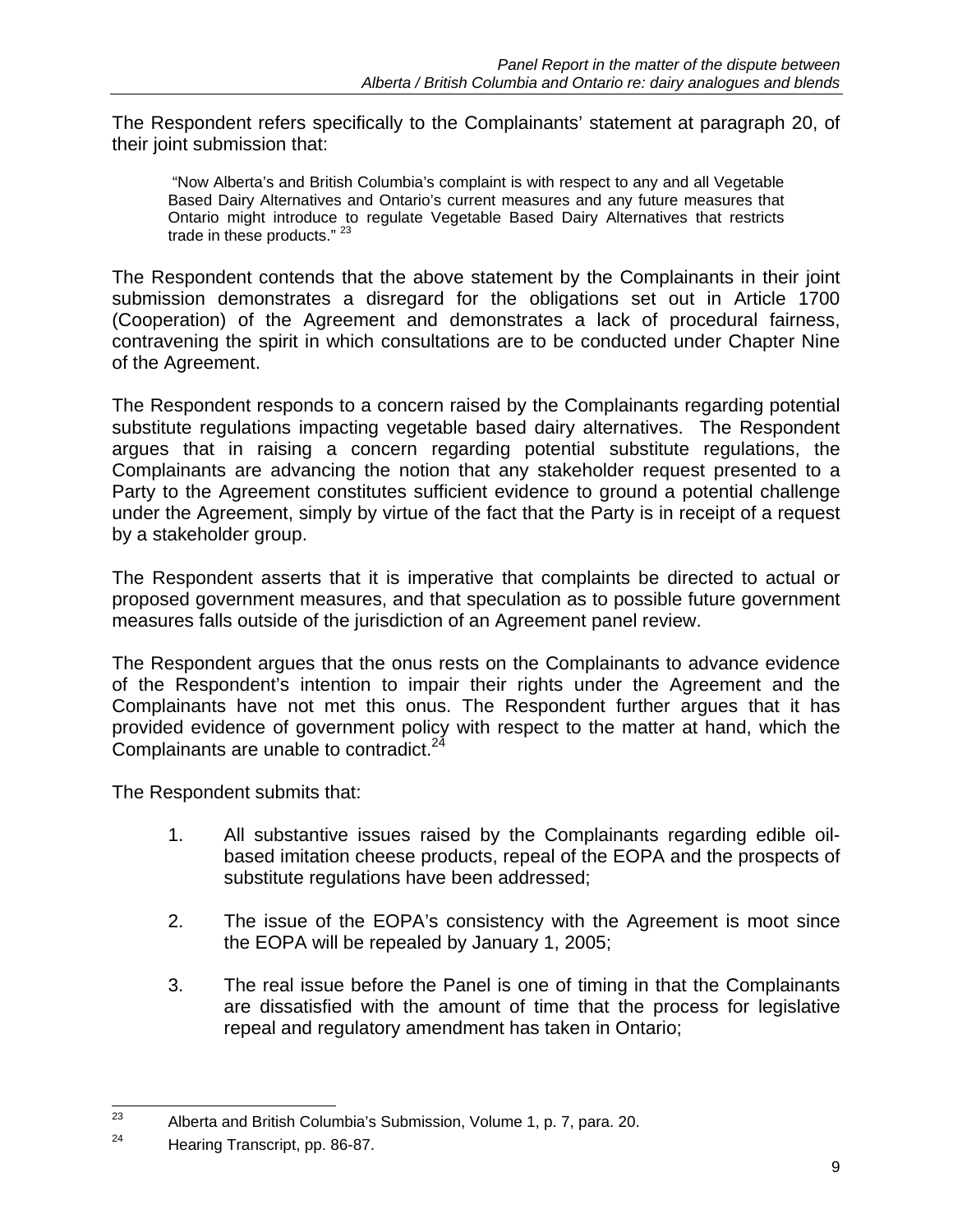The Respondent refers specifically to the Complainants' statement at paragraph 20, of their joint submission that:

> "Now Alberta's and British Columbia's complaint is with respect to any and all Vegetable Based Dairy Alternatives and Ontario's current measures and any future measures that Ontario might introduce to regulate Vegetable Based Dairy Alternatives that restricts trade in these products." [23]

The Respondent contends that the above statement by the Complainants in their joint submission demonstrates a disregard for the obligations set out in Article 1700 (Cooperation) of the Agreement and demonstrates a lack of procedural fairness, contravening the spirit in which consultations are to be conducted under Chapter Nine of the Agreement.

The Respondent responds to a concern raised by the Complainants regarding potential substitute regulations impacting vegetable based dairy alternatives. The Respondent argues that in raising a concern regarding potential substitute regulations, the Complainants are advancing the notion that any stakeholder request presented to a Party to the Agreement constitutes sufficient evidence to ground a potential challenge under the Agreement, simply by virtue of the fact that the Party is in receipt of a request by a stakeholder group.

The Respondent asserts that it is imperative that complaints be directed to actual or proposed government measures, and that speculation as to possible future government measures falls outside of the jurisdiction of an Agreement panel review.

The Respondent argues that the onus rests on the Complainants to advance evidence of the Respondent's intention to impair their rights under the Agreement and the Complainants have not met this onus. The Respondent further argues that it has provided evidence of government policy with respect to the matter at hand, which the Complainants are unable to contradict.[24]

The Respondent submits that:

1. All substantive issues raised by the Complainants regarding edible oil-based imitation cheese products, repeal of the EOPA and the prospects of substitute regulations have been addressed;

2. The issue of the EOPA's consistency with the Agreement is moot since the EOPA will be repealed by January 1, 2005;

3. The real issue before the Panel is one of timing in that the Complainants are dissatisfied with the amount of time that the process for legislative repeal and regulatory amendment has taken in Ontario;

---

[23] Alberta and British Columbia's Submission, Volume 1, p. 7, para. 20.

[24] Hearing Transcript, pp. 86-87.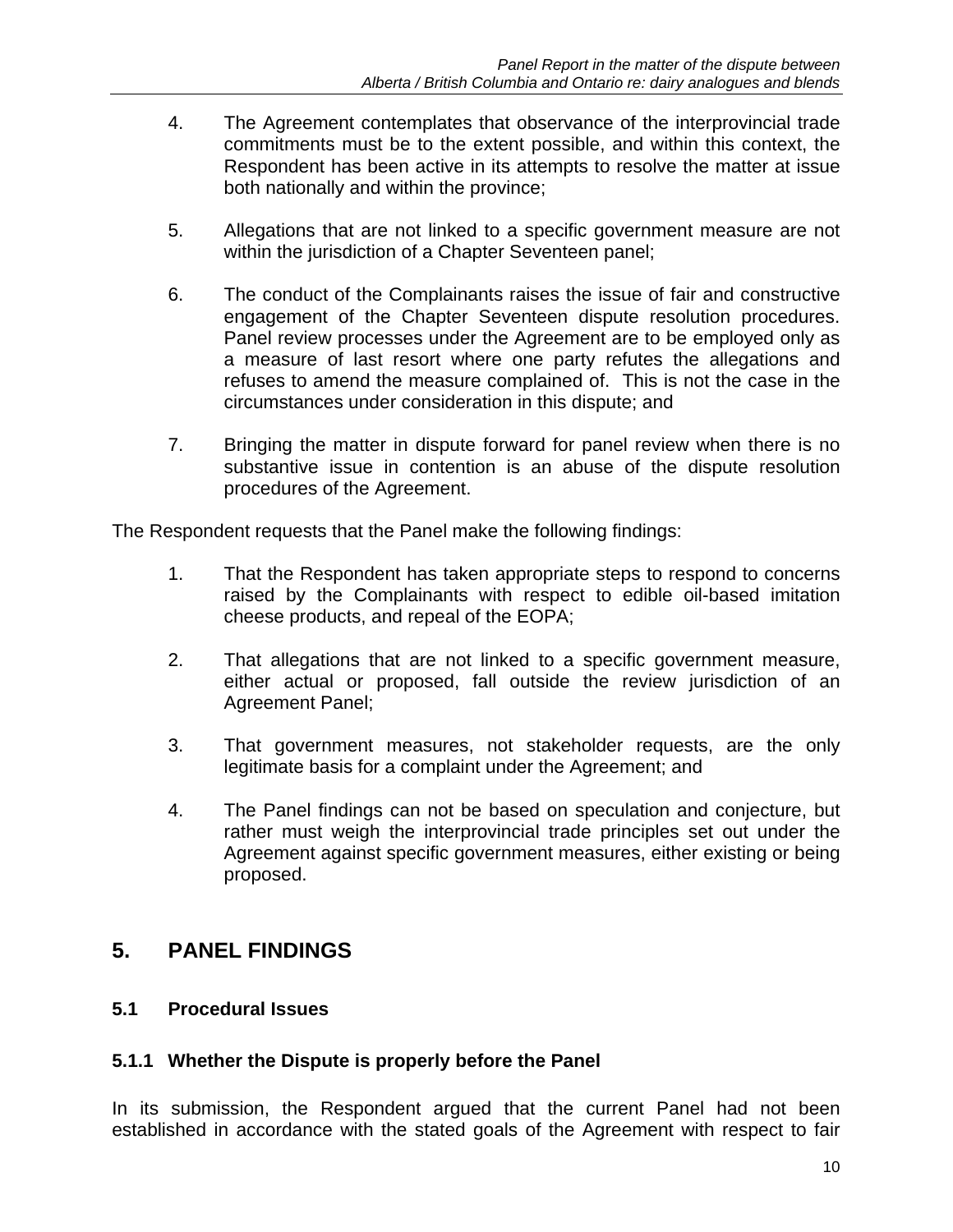4. The Agreement contemplates that observance of the interprovincial trade commitments must be to the extent possible, and within this context, the Respondent has been active in its attempts to resolve the matter at issue both nationally and within the province;

5. Allegations that are not linked to a specific government measure are not within the jurisdiction of a Chapter Seventeen panel;

6. The conduct of the Complainants raises the issue of fair and constructive engagement of the Chapter Seventeen dispute resolution procedures. Panel review processes under the Agreement are to be employed only as a measure of last resort where one party refutes the allegations and refuses to amend the measure complained of. This is not the case in the circumstances under consideration in this dispute; and

7. Bringing the matter in dispute forward for panel review when there is no substantive issue in contention is an abuse of the dispute resolution procedures of the Agreement.

The Respondent requests that the Panel make the following findings:

1. That the Respondent has taken appropriate steps to respond to concerns raised by the Complainants with respect to edible oil-based imitation cheese products, and repeal of the EOPA;

2. That allegations that are not linked to a specific government measure, either actual or proposed, fall outside the review jurisdiction of an Agreement Panel;

3. That government measures, not stakeholder requests, are the only legitimate basis for a complaint under the Agreement; and

4. The Panel findings can not be based on speculation and conjecture, but rather must weigh the interprovincial trade principles set out under the Agreement against specific government measures, either existing or being proposed.

## 5. PANEL FINDINGS

### 5.1 Procedural Issues

#### 5.1.1 Whether the Dispute is properly before the Panel

In its submission, the Respondent argued that the current Panel had not been established in accordance with the stated goals of the Agreement with respect to fair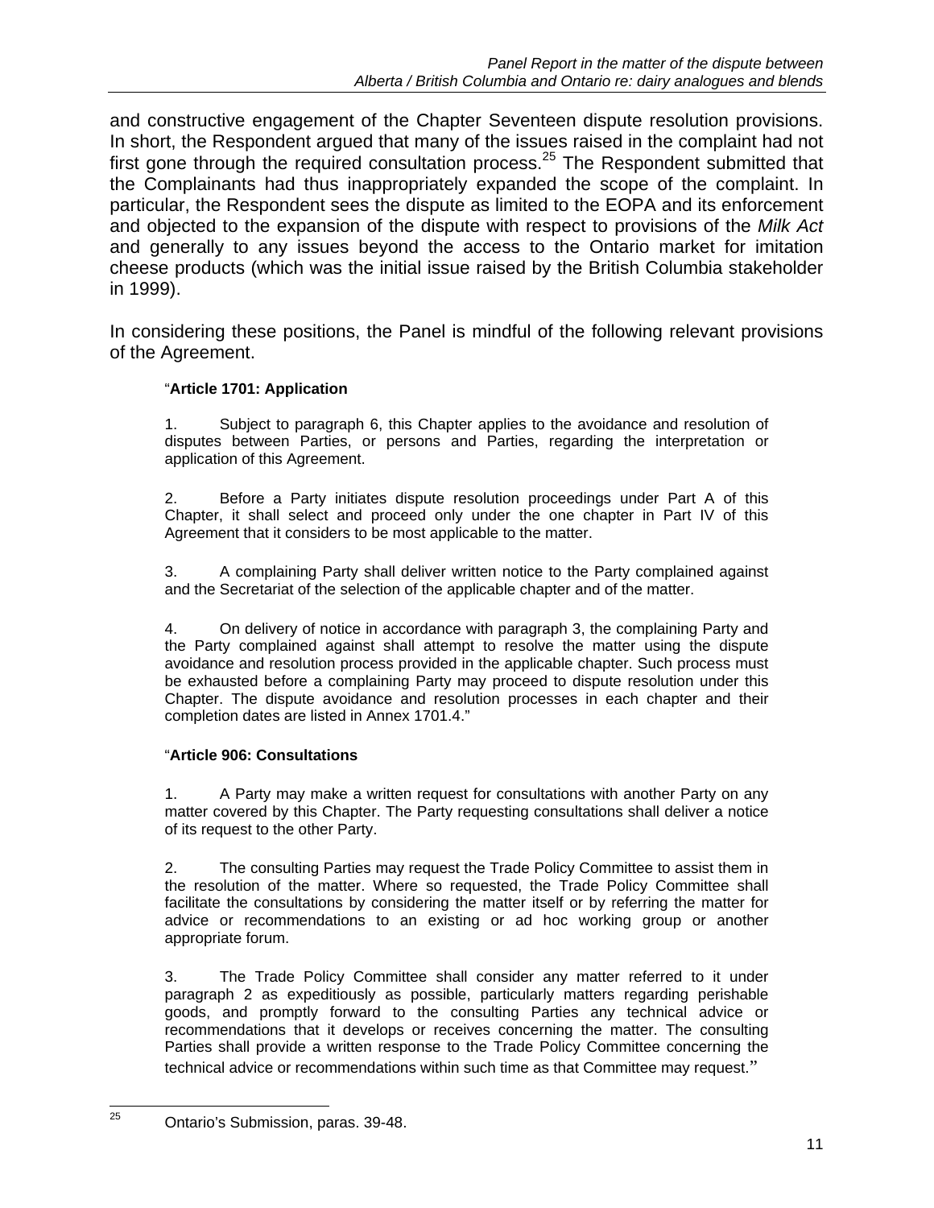and constructive engagement of the Chapter Seventeen dispute resolution provisions. In short, the Respondent argued that many of the issues raised in the complaint had not first gone through the required consultation process.[25] The Respondent submitted that the Complainants had thus inappropriately expanded the scope of the complaint. In particular, the Respondent sees the dispute as limited to the EOPA and its enforcement and objected to the expansion of the dispute with respect to provisions of the *Milk Act* and generally to any issues beyond the access to the Ontario market for imitation cheese products (which was the initial issue raised by the British Columbia stakeholder in 1999).

In considering these positions, the Panel is mindful of the following relevant provisions of the Agreement.

> "**Article 1701: Application**
>
> 1. Subject to paragraph 6, this Chapter applies to the avoidance and resolution of disputes between Parties, or persons and Parties, regarding the interpretation or application of this Agreement.
>
> 2. Before a Party initiates dispute resolution proceedings under Part A of this Chapter, it shall select and proceed only under the one chapter in Part IV of this Agreement that it considers to be most applicable to the matter.
>
> 3. A complaining Party shall deliver written notice to the Party complained against and the Secretariat of the selection of the applicable chapter and of the matter.
>
> 4. On delivery of notice in accordance with paragraph 3, the complaining Party and the Party complained against shall attempt to resolve the matter using the dispute avoidance and resolution process provided in the applicable chapter. Such process must be exhausted before a complaining Party may proceed to dispute resolution under this Chapter. The dispute avoidance and resolution processes in each chapter and their completion dates are listed in Annex 1701.4."

> "**Article 906: Consultations**
>
> 1. A Party may make a written request for consultations with another Party on any matter covered by this Chapter. The Party requesting consultations shall deliver a notice of its request to the other Party.
>
> 2. The consulting Parties may request the Trade Policy Committee to assist them in the resolution of the matter. Where so requested, the Trade Policy Committee shall facilitate the consultations by considering the matter itself or by referring the matter for advice or recommendations to an existing or ad hoc working group or another appropriate forum.
>
> 3. The Trade Policy Committee shall consider any matter referred to it under paragraph 2 as expeditiously as possible, particularly matters regarding perishable goods, and promptly forward to the consulting Parties any technical advice or recommendations that it develops or receives concerning the matter. The consulting Parties shall provide a written response to the Trade Policy Committee concerning the technical advice or recommendations within such time as that Committee may request."

[25] Ontario's Submission, paras. 39-48.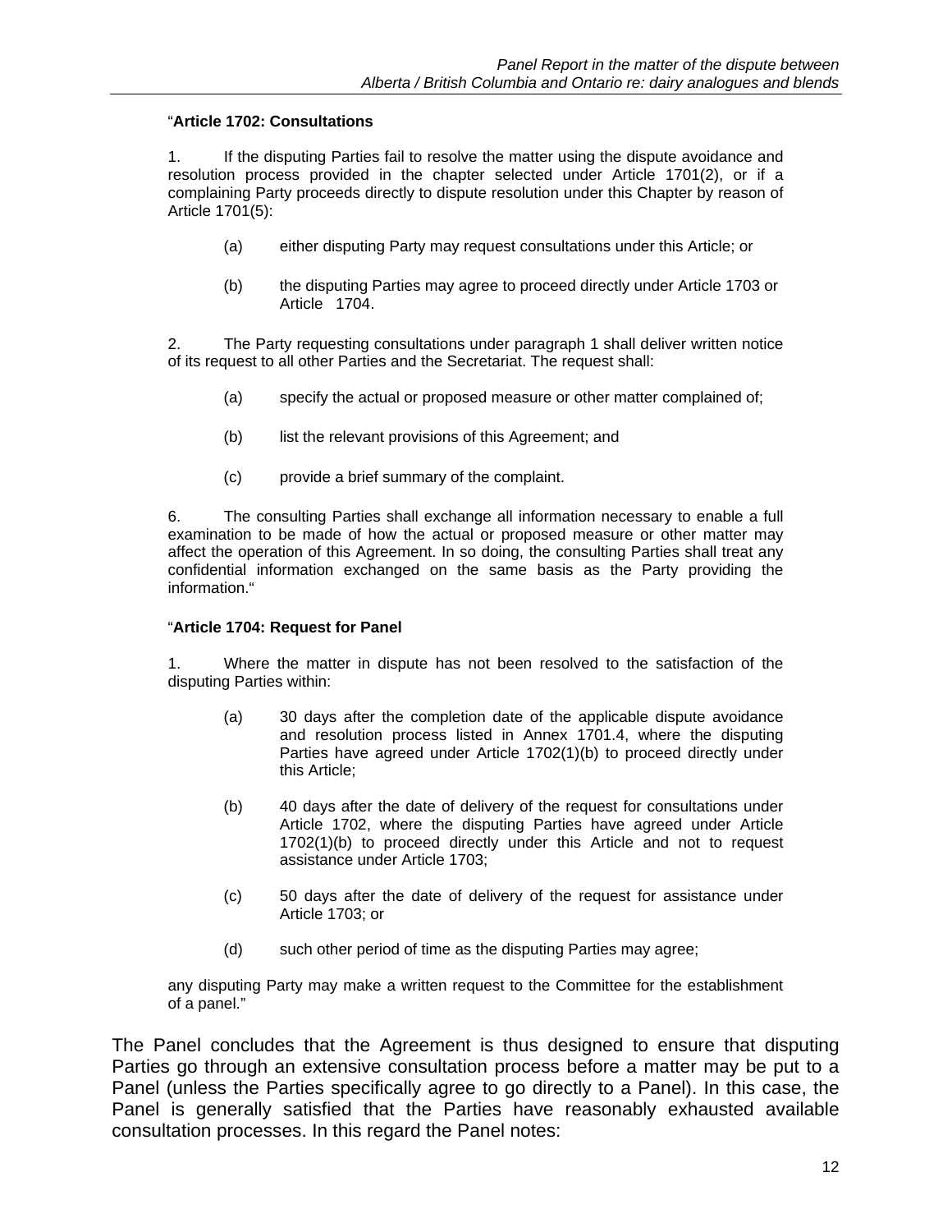"**Article 1702: Consultations**

1. If the disputing Parties fail to resolve the matter using the dispute avoidance and resolution process provided in the chapter selected under Article 1701(2), or if a complaining Party proceeds directly to dispute resolution under this Chapter by reason of Article 1701(5):

   (a) either disputing Party may request consultations under this Article; or

   (b) the disputing Parties may agree to proceed directly under Article 1703 or Article 1704.

2. The Party requesting consultations under paragraph 1 shall deliver written notice of its request to all other Parties and the Secretariat. The request shall:

   (a) specify the actual or proposed measure or other matter complained of;

   (b) list the relevant provisions of this Agreement; and

   (c) provide a brief summary of the complaint.

6. The consulting Parties shall exchange all information necessary to enable a full examination to be made of how the actual or proposed measure or other matter may affect the operation of this Agreement. In so doing, the consulting Parties shall treat any confidential information exchanged on the same basis as the Party providing the information."

"**Article 1704: Request for Panel**

1. Where the matter in dispute has not been resolved to the satisfaction of the disputing Parties within:

   (a) 30 days after the completion date of the applicable dispute avoidance and resolution process listed in Annex 1701.4, where the disputing Parties have agreed under Article 1702(1)(b) to proceed directly under this Article;

   (b) 40 days after the date of delivery of the request for consultations under Article 1702, where the disputing Parties have agreed under Article 1702(1)(b) to proceed directly under this Article and not to request assistance under Article 1703;

   (c) 50 days after the date of delivery of the request for assistance under Article 1703; or

   (d) such other period of time as the disputing Parties may agree;

any disputing Party may make a written request to the Committee for the establishment of a panel."

The Panel concludes that the Agreement is thus designed to ensure that disputing Parties go through an extensive consultation process before a matter may be put to a Panel (unless the Parties specifically agree to go directly to a Panel). In this case, the Panel is generally satisfied that the Parties have reasonably exhausted available consultation processes. In this regard the Panel notes: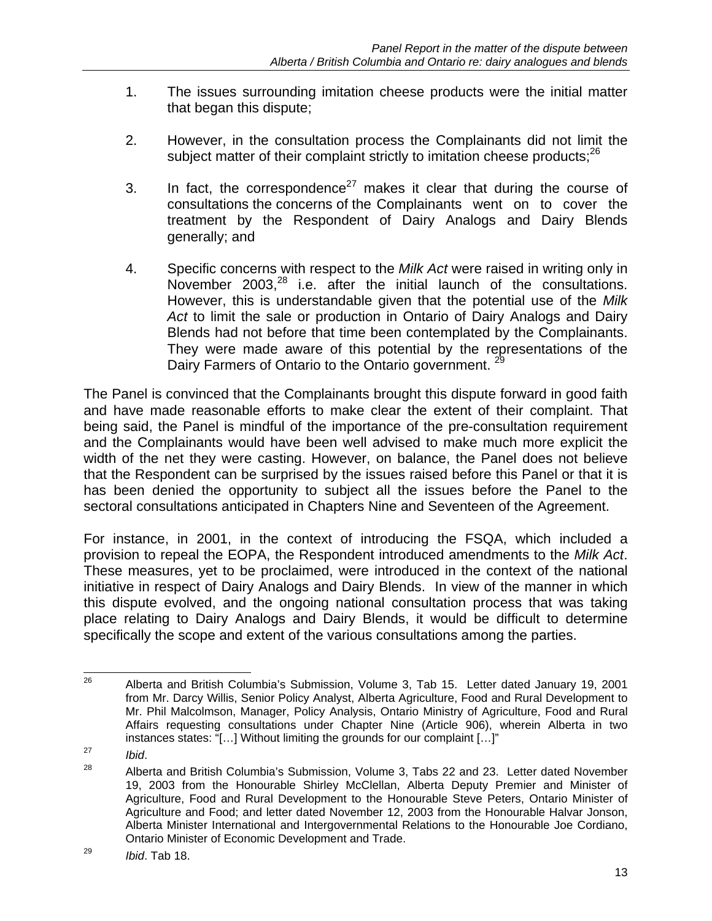1. The issues surrounding imitation cheese products were the initial matter that began this dispute;

2. However, in the consultation process the Complainants did not limit the subject matter of their complaint strictly to imitation cheese products;[26]

3. In fact, the correspondence[27] makes it clear that during the course of consultations the concerns of the Complainants went on to cover the treatment by the Respondent of Dairy Analogs and Dairy Blends generally; and

4. Specific concerns with respect to the *Milk Act* were raised in writing only in November 2003,[28] i.e. after the initial launch of the consultations. However, this is understandable given that the potential use of the *Milk Act* to limit the sale or production in Ontario of Dairy Analogs and Dairy Blends had not before that time been contemplated by the Complainants. They were made aware of this potential by the representations of the Dairy Farmers of Ontario to the Ontario government. [29]

The Panel is convinced that the Complainants brought this dispute forward in good faith and have made reasonable efforts to make clear the extent of their complaint. That being said, the Panel is mindful of the importance of the pre-consultation requirement and the Complainants would have been well advised to make much more explicit the width of the net they were casting. However, on balance, the Panel does not believe that the Respondent can be surprised by the issues raised before this Panel or that it is has been denied the opportunity to subject all the issues before the Panel to the sectoral consultations anticipated in Chapters Nine and Seventeen of the Agreement.

For instance, in 2001, in the context of introducing the FSQA, which included a provision to repeal the EOPA, the Respondent introduced amendments to the *Milk Act*. These measures, yet to be proclaimed, were introduced in the context of the national initiative in respect of Dairy Analogs and Dairy Blends. In view of the manner in which this dispute evolved, and the ongoing national consultation process that was taking place relating to Dairy Analogs and Dairy Blends, it would be difficult to determine specifically the scope and extent of the various consultations among the parties.

---

[26] Alberta and British Columbia's Submission, Volume 3, Tab 15. Letter dated January 19, 2001 from Mr. Darcy Willis, Senior Policy Analyst, Alberta Agriculture, Food and Rural Development to Mr. Phil Malcolmson, Manager, Policy Analysis, Ontario Ministry of Agriculture, Food and Rural Affairs requesting consultations under Chapter Nine (Article 906), wherein Alberta in two instances states: "[…] Without limiting the grounds for our complaint […]"

[27] *Ibid*.

[28] Alberta and British Columbia's Submission, Volume 3, Tabs 22 and 23. Letter dated November 19, 2003 from the Honourable Shirley McClellan, Alberta Deputy Premier and Minister of Agriculture, Food and Rural Development to the Honourable Steve Peters, Ontario Minister of Agriculture and Food; and letter dated November 12, 2003 from the Honourable Halvar Jonson, Alberta Minister International and Intergovernmental Relations to the Honourable Joe Cordiano, Ontario Minister of Economic Development and Trade.

[29] *Ibid*. Tab 18.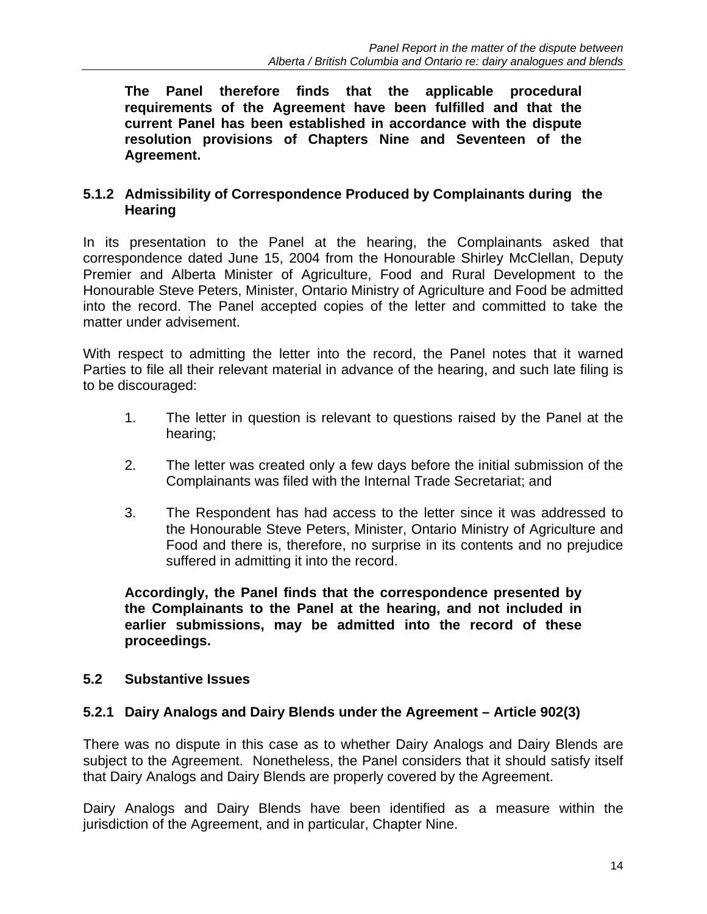**The Panel therefore finds that the applicable procedural requirements of the Agreement have been fulfilled and that the current Panel has been established in accordance with the dispute resolution provisions of Chapters Nine and Seventeen of the Agreement.**

### 5.1.2 Admissibility of Correspondence Produced by Complainants during the Hearing

In its presentation to the Panel at the hearing, the Complainants asked that correspondence dated June 15, 2004 from the Honourable Shirley McClellan, Deputy Premier and Alberta Minister of Agriculture, Food and Rural Development to the Honourable Steve Peters, Minister, Ontario Ministry of Agriculture and Food be admitted into the record. The Panel accepted copies of the letter and committed to take the matter under advisement.

With respect to admitting the letter into the record, the Panel notes that it warned Parties to file all their relevant material in advance of the hearing, and such late filing is to be discouraged:

1. The letter in question is relevant to questions raised by the Panel at the hearing;

2. The letter was created only a few days before the initial submission of the Complainants was filed with the Internal Trade Secretariat; and

3. The Respondent has had access to the letter since it was addressed to the Honourable Steve Peters, Minister, Ontario Ministry of Agriculture and Food and there is, therefore, no surprise in its contents and no prejudice suffered in admitting it into the record.

**Accordingly, the Panel finds that the correspondence presented by the Complainants to the Panel at the hearing, and not included in earlier submissions, may be admitted into the record of these proceedings.**

## 5.2 Substantive Issues

### 5.2.1 Dairy Analogs and Dairy Blends under the Agreement – Article 902(3)

There was no dispute in this case as to whether Dairy Analogs and Dairy Blends are subject to the Agreement. Nonetheless, the Panel considers that it should satisfy itself that Dairy Analogs and Dairy Blends are properly covered by the Agreement.

Dairy Analogs and Dairy Blends have been identified as a measure within the jurisdiction of the Agreement, and in particular, Chapter Nine.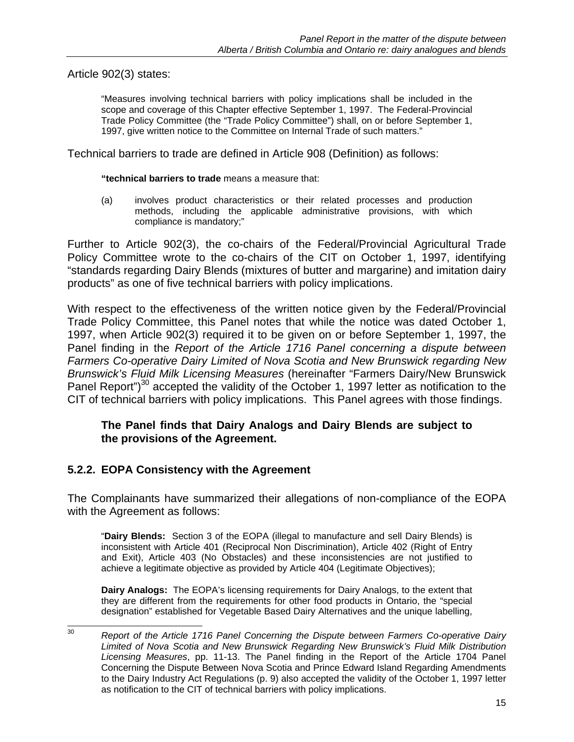Article 902(3) states:

> "Measures involving technical barriers with policy implications shall be included in the scope and coverage of this Chapter effective September 1, 1997. The Federal-Provincial Trade Policy Committee (the "Trade Policy Committee") shall, on or before September 1, 1997, give written notice to the Committee on Internal Trade of such matters."

Technical barriers to trade are defined in Article 908 (Definition) as follows:

> **"technical barriers to trade** means a measure that:
>
> (a) involves product characteristics or their related processes and production methods, including the applicable administrative provisions, with which compliance is mandatory;"

Further to Article 902(3), the co-chairs of the Federal/Provincial Agricultural Trade Policy Committee wrote to the co-chairs of the CIT on October 1, 1997, identifying "standards regarding Dairy Blends (mixtures of butter and margarine) and imitation dairy products" as one of five technical barriers with policy implications.

With respect to the effectiveness of the written notice given by the Federal/Provincial Trade Policy Committee, this Panel notes that while the notice was dated October 1, 1997, when Article 902(3) required it to be given on or before September 1, 1997, the Panel finding in the *Report of the Article 1716 Panel concerning a dispute between Farmers Co-operative Dairy Limited of Nova Scotia and New Brunswick regarding New Brunswick's Fluid Milk Licensing Measures* (hereinafter "Farmers Dairy/New Brunswick Panel Report")[30] accepted the validity of the October 1, 1997 letter as notification to the CIT of technical barriers with policy implications. This Panel agrees with those findings.

> **The Panel finds that Dairy Analogs and Dairy Blends are subject to the provisions of the Agreement.**

### 5.2.2. EOPA Consistency with the Agreement

The Complainants have summarized their allegations of non-compliance of the EOPA with the Agreement as follows:

> "**Dairy Blends:** Section 3 of the EOPA (illegal to manufacture and sell Dairy Blends) is inconsistent with Article 401 (Reciprocal Non Discrimination), Article 402 (Right of Entry and Exit), Article 403 (No Obstacles) and these inconsistencies are not justified to achieve a legitimate objective as provided by Article 404 (Legitimate Objectives);
>
> **Dairy Analogs:** The EOPA's licensing requirements for Dairy Analogs, to the extent that they are different from the requirements for other food products in Ontario, the "special designation" established for Vegetable Based Dairy Alternatives and the unique labelling,

---

[30] *Report of the Article 1716 Panel Concerning the Dispute between Farmers Co-operative Dairy Limited of Nova Scotia and New Brunswick Regarding New Brunswick's Fluid Milk Distribution Licensing Measures*, pp. 11-13. The Panel finding in the Report of the Article 1704 Panel Concerning the Dispute Between Nova Scotia and Prince Edward Island Regarding Amendments to the Dairy Industry Act Regulations (p. 9) also accepted the validity of the October 1, 1997 letter as notification to the CIT of technical barriers with policy implications.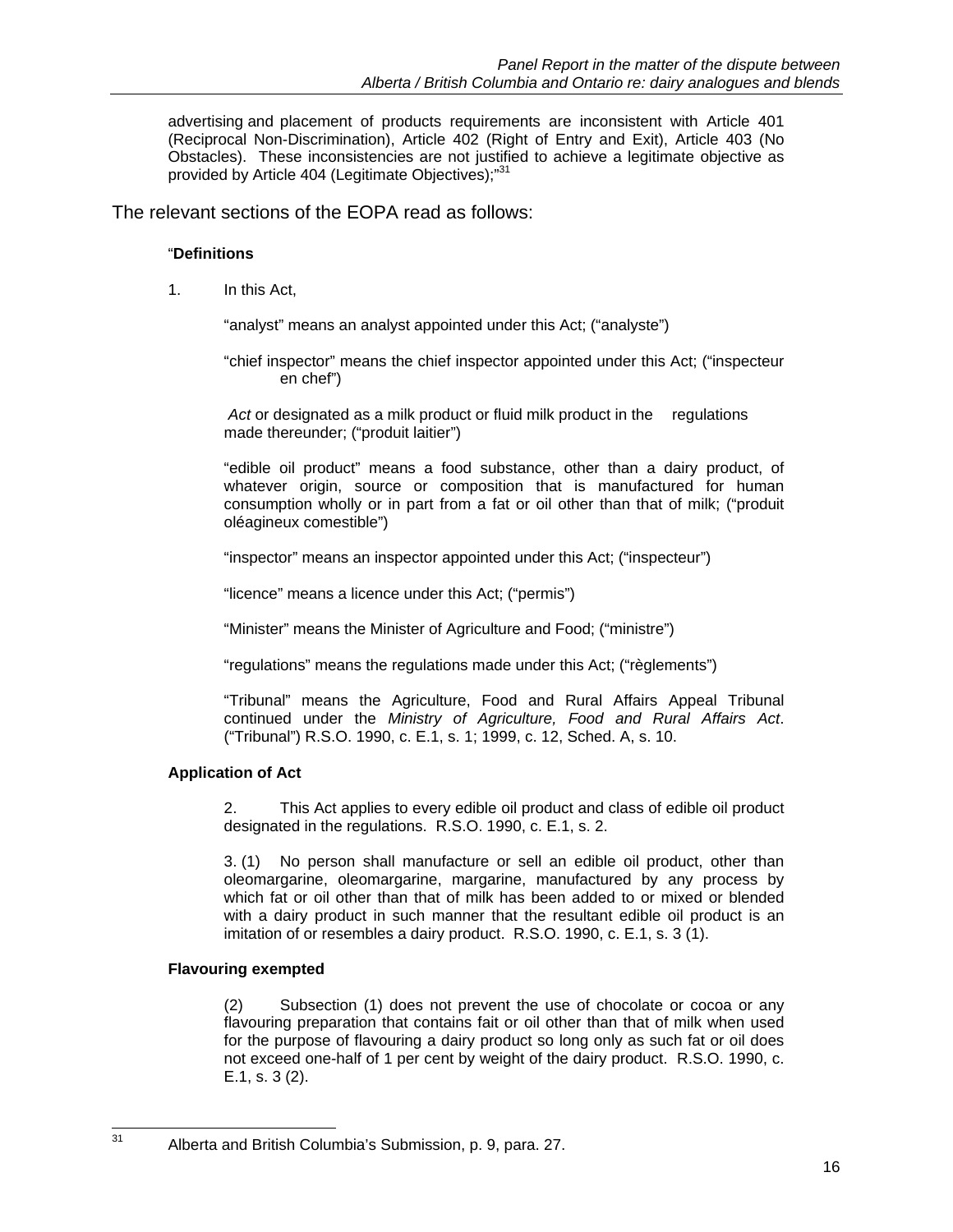advertising and placement of products requirements are inconsistent with Article 401 (Reciprocal Non-Discrimination), Article 402 (Right of Entry and Exit), Article 403 (No Obstacles). These inconsistencies are not justified to achieve a legitimate objective as provided by Article 404 (Legitimate Objectives);"[31]

The relevant sections of the EOPA read as follows:

"**Definitions**

1. In this Act,

"analyst" means an analyst appointed under this Act; ("analyste")

"chief inspector" means the chief inspector appointed under this Act; ("inspecteur en chef")

*Act* or designated as a milk product or fluid milk product in the regulations made thereunder; ("produit laitier")

"edible oil product" means a food substance, other than a dairy product, of whatever origin, source or composition that is manufactured for human consumption wholly or in part from a fat or oil other than that of milk; ("produit oléagineux comestible")

"inspector" means an inspector appointed under this Act; ("inspecteur")

"licence" means a licence under this Act; ("permis")

"Minister" means the Minister of Agriculture and Food; ("ministre")

"regulations" means the regulations made under this Act; ("règlements")

"Tribunal" means the Agriculture, Food and Rural Affairs Appeal Tribunal continued under the *Ministry of Agriculture, Food and Rural Affairs Act*. ("Tribunal") R.S.O. 1990, c. E.1, s. 1; 1999, c. 12, Sched. A, s. 10.

**Application of Act**

2. This Act applies to every edible oil product and class of edible oil product designated in the regulations. R.S.O. 1990, c. E.1, s. 2.

3. (1) No person shall manufacture or sell an edible oil product, other than oleomargarine, oleomargarine, margarine, manufactured by any process by which fat or oil other than that of milk has been added to or mixed or blended with a dairy product in such manner that the resultant edible oil product is an imitation of or resembles a dairy product. R.S.O. 1990, c. E.1, s. 3 (1).

**Flavouring exempted**

(2) Subsection (1) does not prevent the use of chocolate or cocoa or any flavouring preparation that contains fait or oil other than that of milk when used for the purpose of flavouring a dairy product so long only as such fat or oil does not exceed one-half of 1 per cent by weight of the dairy product. R.S.O. 1990, c. E.1, s. 3 (2).

---

[31] Alberta and British Columbia's Submission, p. 9, para. 27.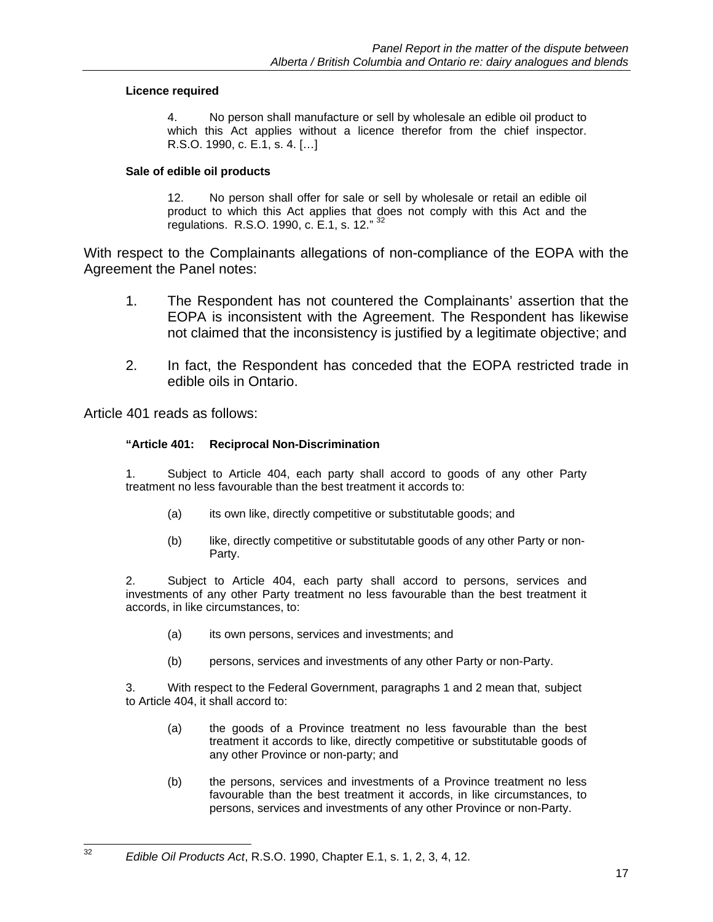**Licence required**

> 4. No person shall manufacture or sell by wholesale an edible oil product to which this Act applies without a licence therefor from the chief inspector. R.S.O. 1990, c. E.1, s. 4. […]

**Sale of edible oil products**

> 12. No person shall offer for sale or sell by wholesale or retail an edible oil product to which this Act applies that does not comply with this Act and the regulations. R.S.O. 1990, c. E.1, s. 12." [32]

With respect to the Complainants allegations of non-compliance of the EOPA with the Agreement the Panel notes:

1. The Respondent has not countered the Complainants' assertion that the EOPA is inconsistent with the Agreement. The Respondent has likewise not claimed that the inconsistency is justified by a legitimate objective; and

2. In fact, the Respondent has conceded that the EOPA restricted trade in edible oils in Ontario.

Article 401 reads as follows:

**"Article 401: Reciprocal Non-Discrimination**

1. Subject to Article 404, each party shall accord to goods of any other Party treatment no less favourable than the best treatment it accords to:

   (a) its own like, directly competitive or substitutable goods; and

   (b) like, directly competitive or substitutable goods of any other Party or non-Party.

2. Subject to Article 404, each party shall accord to persons, services and investments of any other Party treatment no less favourable than the best treatment it accords, in like circumstances, to:

   (a) its own persons, services and investments; and

   (b) persons, services and investments of any other Party or non-Party.

3. With respect to the Federal Government, paragraphs 1 and 2 mean that, subject to Article 404, it shall accord to:

   (a) the goods of a Province treatment no less favourable than the best treatment it accords to like, directly competitive or substitutable goods of any other Province or non-party; and

   (b) the persons, services and investments of a Province treatment no less favourable than the best treatment it accords, in like circumstances, to persons, services and investments of any other Province or non-Party.

---

[32] *Edible Oil Products Act*, R.S.O. 1990, Chapter E.1, s. 1, 2, 3, 4, 12.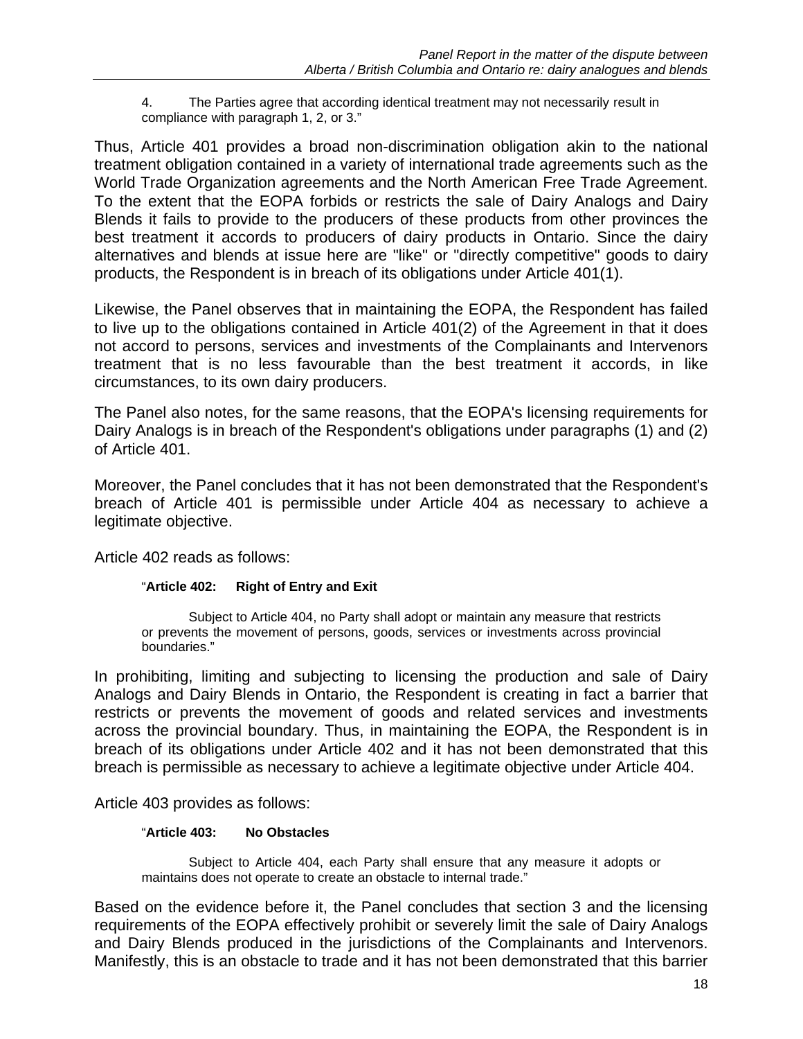> 4. The Parties agree that according identical treatment may not necessarily result in compliance with paragraph 1, 2, or 3."

Thus, Article 401 provides a broad non-discrimination obligation akin to the national treatment obligation contained in a variety of international trade agreements such as the World Trade Organization agreements and the North American Free Trade Agreement. To the extent that the EOPA forbids or restricts the sale of Dairy Analogs and Dairy Blends it fails to provide to the producers of these products from other provinces the best treatment it accords to producers of dairy products in Ontario. Since the dairy alternatives and blends at issue here are "like" or "directly competitive" goods to dairy products, the Respondent is in breach of its obligations under Article 401(1).

Likewise, the Panel observes that in maintaining the EOPA, the Respondent has failed to live up to the obligations contained in Article 401(2) of the Agreement in that it does not accord to persons, services and investments of the Complainants and Intervenors treatment that is no less favourable than the best treatment it accords, in like circumstances, to its own dairy producers.

The Panel also notes, for the same reasons, that the EOPA's licensing requirements for Dairy Analogs is in breach of the Respondent's obligations under paragraphs (1) and (2) of Article 401.

Moreover, the Panel concludes that it has not been demonstrated that the Respondent's breach of Article 401 is permissible under Article 404 as necessary to achieve a legitimate objective.

Article 402 reads as follows:

> "**Article 402: Right of Entry and Exit**
>
> Subject to Article 404, no Party shall adopt or maintain any measure that restricts or prevents the movement of persons, goods, services or investments across provincial boundaries."

In prohibiting, limiting and subjecting to licensing the production and sale of Dairy Analogs and Dairy Blends in Ontario, the Respondent is creating in fact a barrier that restricts or prevents the movement of goods and related services and investments across the provincial boundary. Thus, in maintaining the EOPA, the Respondent is in breach of its obligations under Article 402 and it has not been demonstrated that this breach is permissible as necessary to achieve a legitimate objective under Article 404.

Article 403 provides as follows:

> "**Article 403: No Obstacles**
>
> Subject to Article 404, each Party shall ensure that any measure it adopts or maintains does not operate to create an obstacle to internal trade."

Based on the evidence before it, the Panel concludes that section 3 and the licensing requirements of the EOPA effectively prohibit or severely limit the sale of Dairy Analogs and Dairy Blends produced in the jurisdictions of the Complainants and Intervenors. Manifestly, this is an obstacle to trade and it has not been demonstrated that this barrier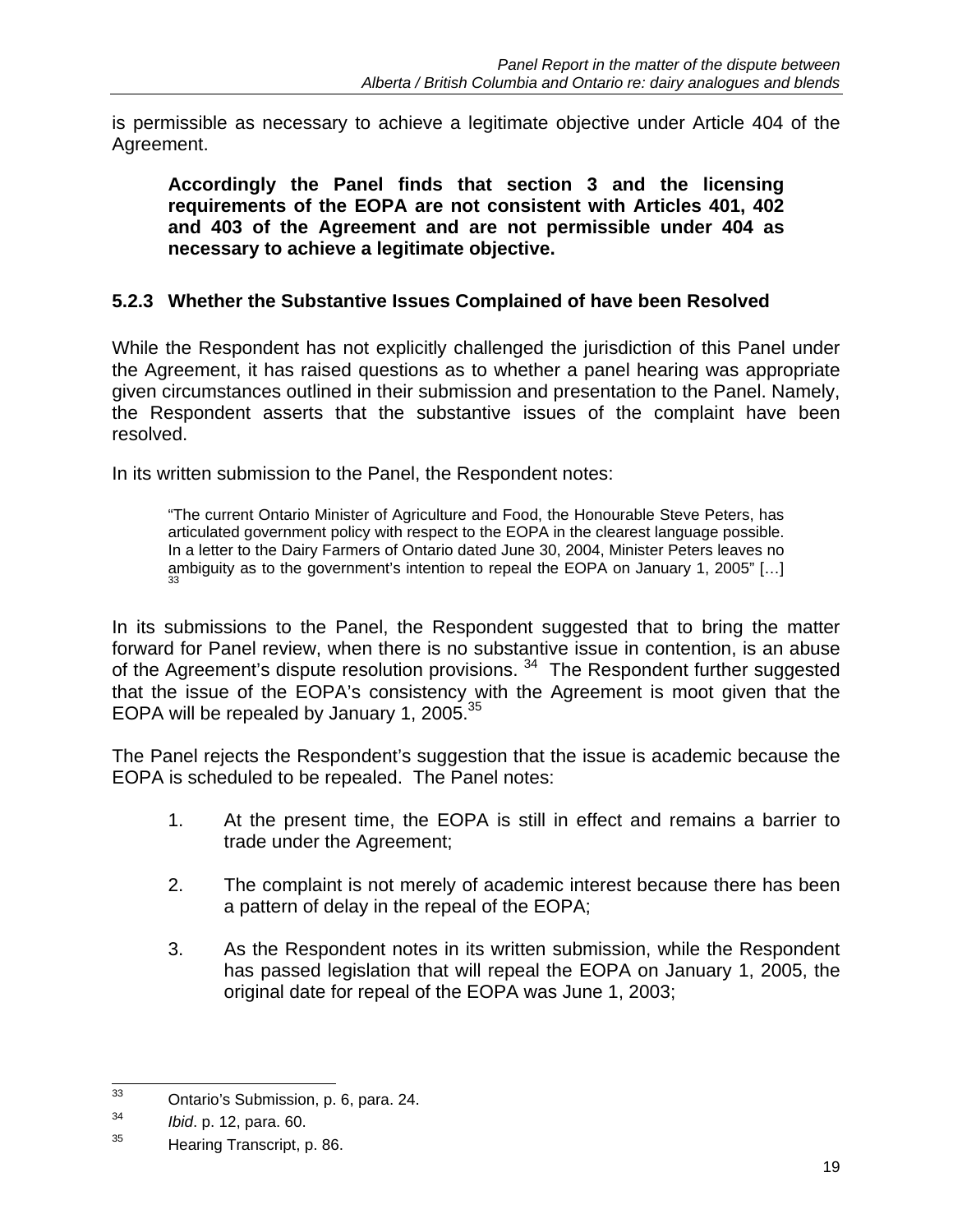is permissible as necessary to achieve a legitimate objective under Article 404 of the Agreement.

> **Accordingly the Panel finds that section 3 and the licensing requirements of the EOPA are not consistent with Articles 401, 402 and 403 of the Agreement and are not permissible under 404 as necessary to achieve a legitimate objective.**

### 5.2.3 Whether the Substantive Issues Complained of have been Resolved

While the Respondent has not explicitly challenged the jurisdiction of this Panel under the Agreement, it has raised questions as to whether a panel hearing was appropriate given circumstances outlined in their submission and presentation to the Panel. Namely, the Respondent asserts that the substantive issues of the complaint have been resolved.

In its written submission to the Panel, the Respondent notes:

> "The current Ontario Minister of Agriculture and Food, the Honourable Steve Peters, has articulated government policy with respect to the EOPA in the clearest language possible. In a letter to the Dairy Farmers of Ontario dated June 30, 2004, Minister Peters leaves no ambiguity as to the government's intention to repeal the EOPA on January 1, 2005" […] [33]

In its submissions to the Panel, the Respondent suggested that to bring the matter forward for Panel review, when there is no substantive issue in contention, is an abuse of the Agreement's dispute resolution provisions. [34] The Respondent further suggested that the issue of the EOPA's consistency with the Agreement is moot given that the EOPA will be repealed by January 1, 2005.[35]

The Panel rejects the Respondent's suggestion that the issue is academic because the EOPA is scheduled to be repealed. The Panel notes:

1. At the present time, the EOPA is still in effect and remains a barrier to trade under the Agreement;

2. The complaint is not merely of academic interest because there has been a pattern of delay in the repeal of the EOPA;

3. As the Respondent notes in its written submission, while the Respondent has passed legislation that will repeal the EOPA on January 1, 2005, the original date for repeal of the EOPA was June 1, 2003;

---

[33] Ontario's Submission, p. 6, para. 24.

[34] *Ibid*. p. 12, para. 60.

[35] Hearing Transcript, p. 86.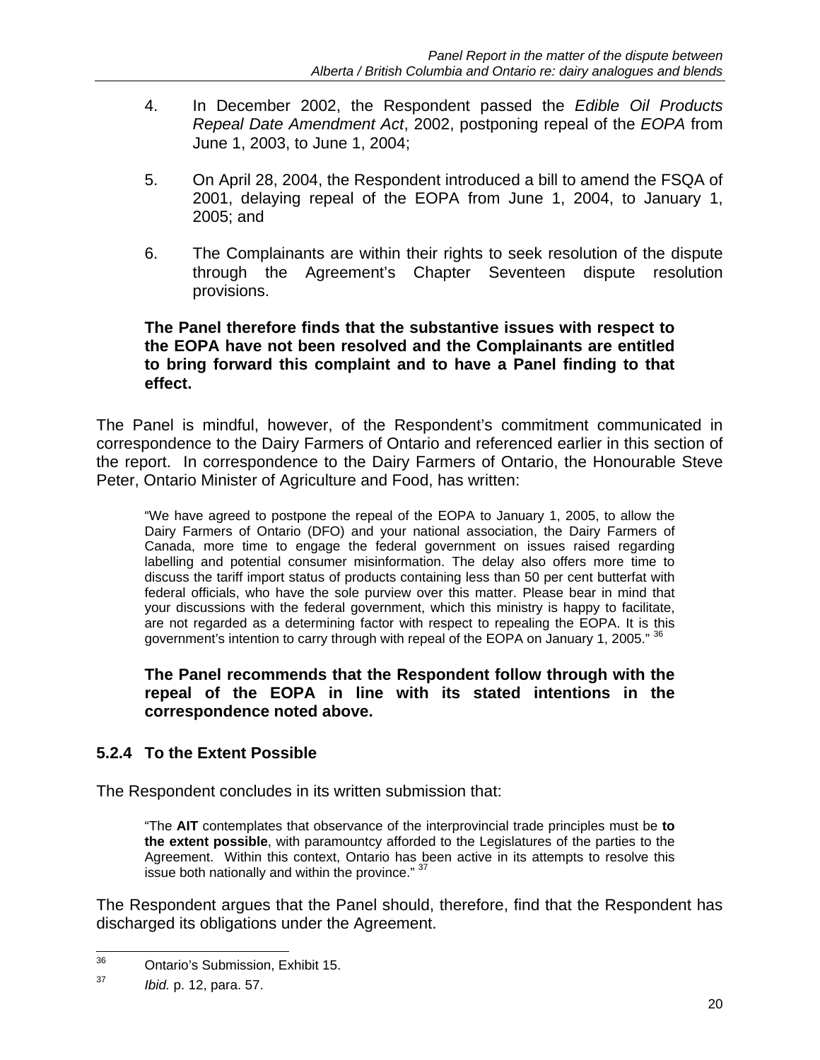4. In December 2002, the Respondent passed the *Edible Oil Products Repeal Date Amendment Act*, 2002, postponing repeal of the *EOPA* from June 1, 2003, to June 1, 2004;

5. On April 28, 2004, the Respondent introduced a bill to amend the FSQA of 2001, delaying repeal of the EOPA from June 1, 2004, to January 1, 2005; and

6. The Complainants are within their rights to seek resolution of the dispute through the Agreement's Chapter Seventeen dispute resolution provisions.

**The Panel therefore finds that the substantive issues with respect to the EOPA have not been resolved and the Complainants are entitled to bring forward this complaint and to have a Panel finding to that effect.**

The Panel is mindful, however, of the Respondent's commitment communicated in correspondence to the Dairy Farmers of Ontario and referenced earlier in this section of the report. In correspondence to the Dairy Farmers of Ontario, the Honourable Steve Peter, Ontario Minister of Agriculture and Food, has written:

> "We have agreed to postpone the repeal of the EOPA to January 1, 2005, to allow the Dairy Farmers of Ontario (DFO) and your national association, the Dairy Farmers of Canada, more time to engage the federal government on issues raised regarding labelling and potential consumer misinformation. The delay also offers more time to discuss the tariff import status of products containing less than 50 per cent butterfat with federal officials, who have the sole purview over this matter. Please bear in mind that your discussions with the federal government, which this ministry is happy to facilitate, are not regarded as a determining factor with respect to repealing the EOPA. It is this government's intention to carry through with repeal of the EOPA on January 1, 2005." [36]

**The Panel recommends that the Respondent follow through with the repeal of the EOPA in line with its stated intentions in the correspondence noted above.**

### 5.2.4 To the Extent Possible

The Respondent concludes in its written submission that:

> "The **AIT** contemplates that observance of the interprovincial trade principles must be **to the extent possible**, with paramountcy afforded to the Legislatures of the parties to the Agreement. Within this context, Ontario has been active in its attempts to resolve this issue both nationally and within the province." [37]

The Respondent argues that the Panel should, therefore, find that the Respondent has discharged its obligations under the Agreement.

[36] Ontario's Submission, Exhibit 15.

[37] *Ibid.* p. 12, para. 57.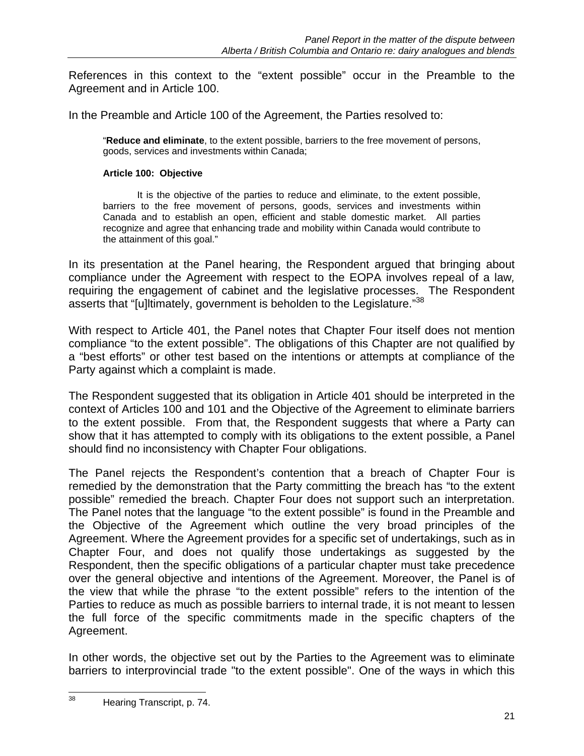References in this context to the "extent possible" occur in the Preamble to the Agreement and in Article 100.

In the Preamble and Article 100 of the Agreement, the Parties resolved to:

> "**Reduce and eliminate**, to the extent possible, barriers to the free movement of persons, goods, services and investments within Canada;
>
> **Article 100: Objective**
>
> It is the objective of the parties to reduce and eliminate, to the extent possible, barriers to the free movement of persons, goods, services and investments within Canada and to establish an open, efficient and stable domestic market. All parties recognize and agree that enhancing trade and mobility within Canada would contribute to the attainment of this goal."

In its presentation at the Panel hearing, the Respondent argued that bringing about compliance under the Agreement with respect to the EOPA involves repeal of a law*,* requiring the engagement of cabinet and the legislative processes. The Respondent asserts that "[u]ltimately, government is beholden to the Legislature."[38]

With respect to Article 401, the Panel notes that Chapter Four itself does not mention compliance "to the extent possible". The obligations of this Chapter are not qualified by a "best efforts" or other test based on the intentions or attempts at compliance of the Party against which a complaint is made.

The Respondent suggested that its obligation in Article 401 should be interpreted in the context of Articles 100 and 101 and the Objective of the Agreement to eliminate barriers to the extent possible. From that, the Respondent suggests that where a Party can show that it has attempted to comply with its obligations to the extent possible, a Panel should find no inconsistency with Chapter Four obligations.

The Panel rejects the Respondent's contention that a breach of Chapter Four is remedied by the demonstration that the Party committing the breach has "to the extent possible" remedied the breach. Chapter Four does not support such an interpretation. The Panel notes that the language "to the extent possible" is found in the Preamble and the Objective of the Agreement which outline the very broad principles of the Agreement. Where the Agreement provides for a specific set of undertakings, such as in Chapter Four, and does not qualify those undertakings as suggested by the Respondent, then the specific obligations of a particular chapter must take precedence over the general objective and intentions of the Agreement. Moreover, the Panel is of the view that while the phrase "to the extent possible" refers to the intention of the Parties to reduce as much as possible barriers to internal trade, it is not meant to lessen the full force of the specific commitments made in the specific chapters of the Agreement.

In other words, the objective set out by the Parties to the Agreement was to eliminate barriers to interprovincial trade "to the extent possible". One of the ways in which this

---

[38] Hearing Transcript, p. 74.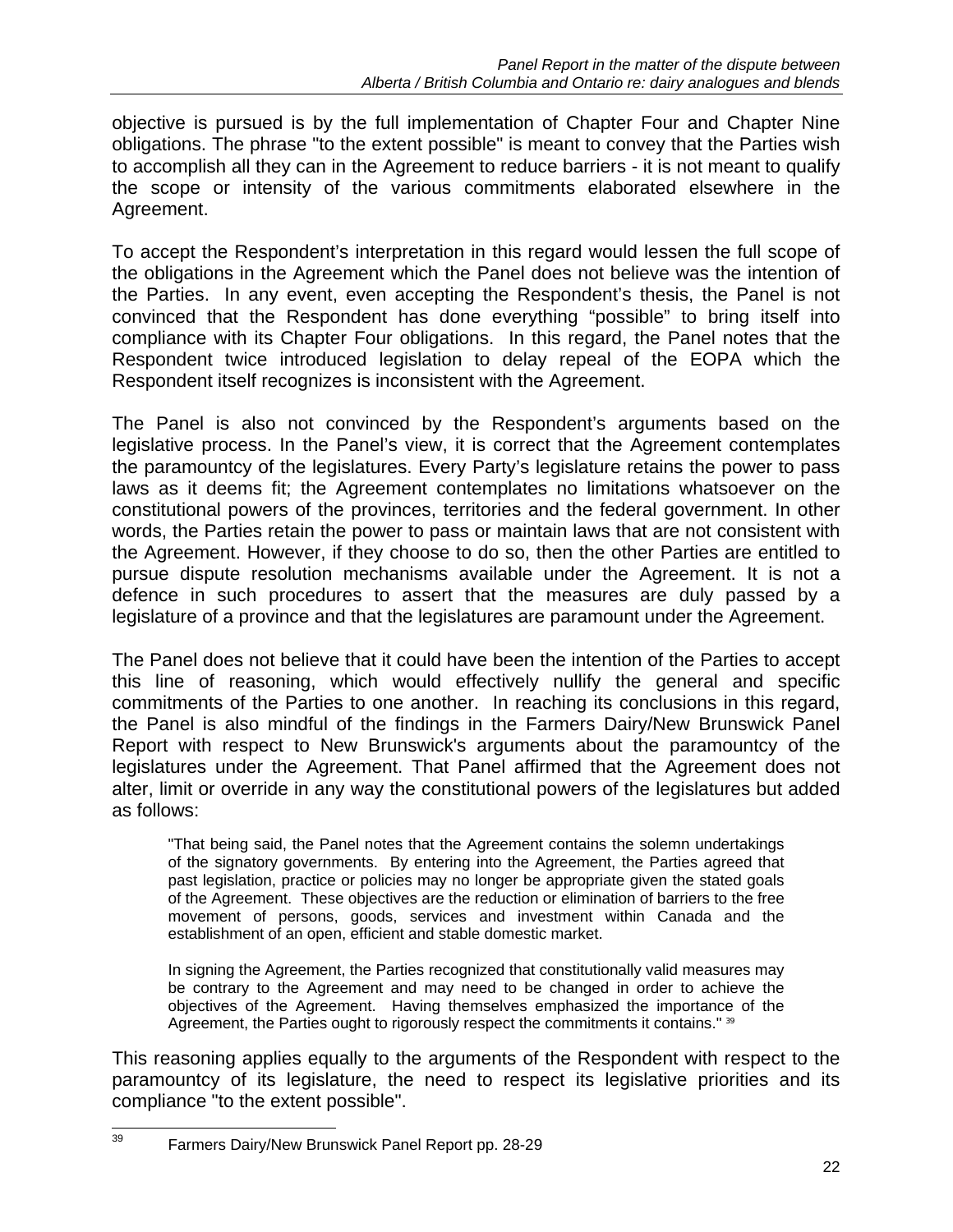objective is pursued is by the full implementation of Chapter Four and Chapter Nine obligations. The phrase "to the extent possible" is meant to convey that the Parties wish to accomplish all they can in the Agreement to reduce barriers - it is not meant to qualify the scope or intensity of the various commitments elaborated elsewhere in the Agreement.

To accept the Respondent's interpretation in this regard would lessen the full scope of the obligations in the Agreement which the Panel does not believe was the intention of the Parties. In any event, even accepting the Respondent's thesis, the Panel is not convinced that the Respondent has done everything "possible" to bring itself into compliance with its Chapter Four obligations. In this regard, the Panel notes that the Respondent twice introduced legislation to delay repeal of the EOPA which the Respondent itself recognizes is inconsistent with the Agreement.

The Panel is also not convinced by the Respondent's arguments based on the legislative process. In the Panel's view, it is correct that the Agreement contemplates the paramountcy of the legislatures. Every Party's legislature retains the power to pass laws as it deems fit; the Agreement contemplates no limitations whatsoever on the constitutional powers of the provinces, territories and the federal government. In other words, the Parties retain the power to pass or maintain laws that are not consistent with the Agreement. However, if they choose to do so, then the other Parties are entitled to pursue dispute resolution mechanisms available under the Agreement. It is not a defence in such procedures to assert that the measures are duly passed by a legislature of a province and that the legislatures are paramount under the Agreement.

The Panel does not believe that it could have been the intention of the Parties to accept this line of reasoning, which would effectively nullify the general and specific commitments of the Parties to one another. In reaching its conclusions in this regard, the Panel is also mindful of the findings in the Farmers Dairy/New Brunswick Panel Report with respect to New Brunswick's arguments about the paramountcy of the legislatures under the Agreement. That Panel affirmed that the Agreement does not alter, limit or override in any way the constitutional powers of the legislatures but added as follows:

> "That being said, the Panel notes that the Agreement contains the solemn undertakings of the signatory governments. By entering into the Agreement, the Parties agreed that past legislation, practice or policies may no longer be appropriate given the stated goals of the Agreement. These objectives are the reduction or elimination of barriers to the free movement of persons, goods, services and investment within Canada and the establishment of an open, efficient and stable domestic market.
>
> In signing the Agreement, the Parties recognized that constitutionally valid measures may be contrary to the Agreement and may need to be changed in order to achieve the objectives of the Agreement. Having themselves emphasized the importance of the Agreement, the Parties ought to rigorously respect the commitments it contains." [39]

This reasoning applies equally to the arguments of the Respondent with respect to the paramountcy of its legislature, the need to respect its legislative priorities and its compliance "to the extent possible".

---

[39] Farmers Dairy/New Brunswick Panel Report pp. 28-29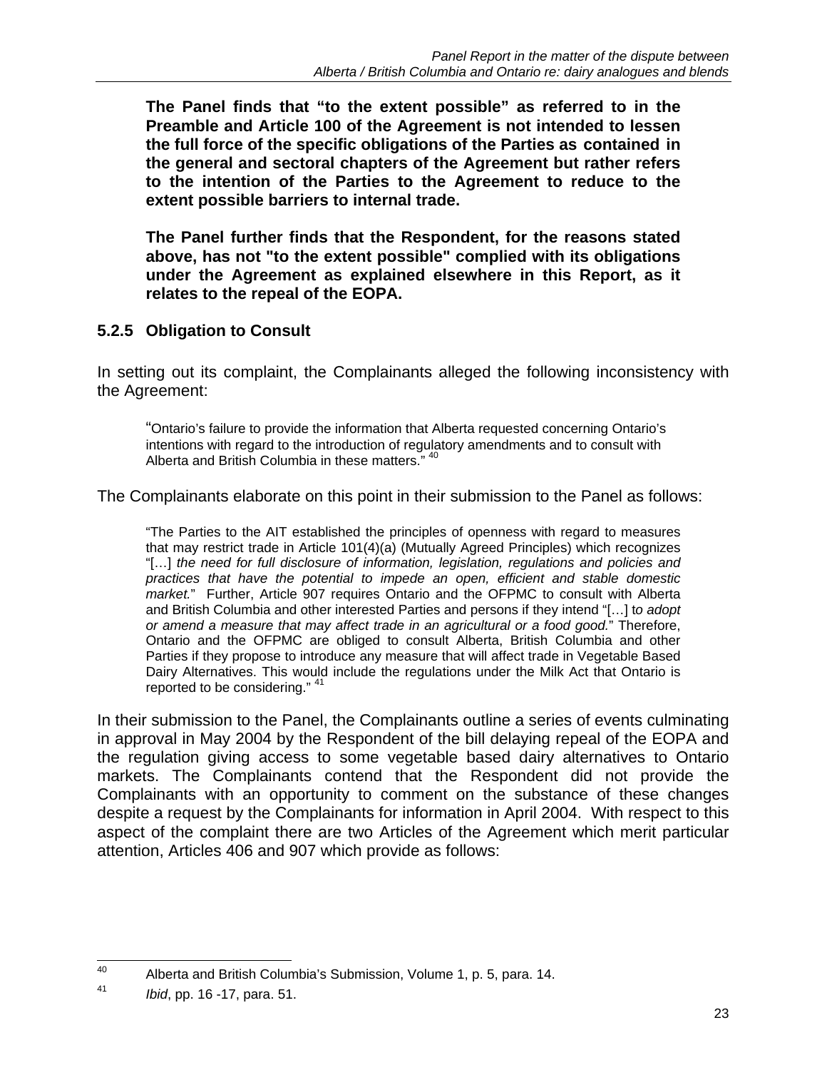**The Panel finds that "to the extent possible" as referred to in the Preamble and Article 100 of the Agreement is not intended to lessen the full force of the specific obligations of the Parties as contained in the general and sectoral chapters of the Agreement but rather refers to the intention of the Parties to the Agreement to reduce to the extent possible barriers to internal trade.**

**The Panel further finds that the Respondent, for the reasons stated above, has not "to the extent possible" complied with its obligations under the Agreement as explained elsewhere in this Report, as it relates to the repeal of the EOPA.**

### 5.2.5 Obligation to Consult

In setting out its complaint, the Complainants alleged the following inconsistency with the Agreement:

> "Ontario's failure to provide the information that Alberta requested concerning Ontario's intentions with regard to the introduction of regulatory amendments and to consult with Alberta and British Columbia in these matters." [40]

The Complainants elaborate on this point in their submission to the Panel as follows:

> "The Parties to the AIT established the principles of openness with regard to measures that may restrict trade in Article 101(4)(a) (Mutually Agreed Principles) which recognizes "[…] *the need for full disclosure of information, legislation, regulations and policies and practices that have the potential to impede an open, efficient and stable domestic market.*" Further, Article 907 requires Ontario and the OFPMC to consult with Alberta and British Columbia and other interested Parties and persons if they intend "[…] t*o adopt or amend a measure that may affect trade in an agricultural or a food good.*" Therefore, Ontario and the OFPMC are obliged to consult Alberta, British Columbia and other Parties if they propose to introduce any measure that will affect trade in Vegetable Based Dairy Alternatives. This would include the regulations under the Milk Act that Ontario is reported to be considering." [41]

In their submission to the Panel, the Complainants outline a series of events culminating in approval in May 2004 by the Respondent of the bill delaying repeal of the EOPA and the regulation giving access to some vegetable based dairy alternatives to Ontario markets. The Complainants contend that the Respondent did not provide the Complainants with an opportunity to comment on the substance of these changes despite a request by the Complainants for information in April 2004. With respect to this aspect of the complaint there are two Articles of the Agreement which merit particular attention, Articles 406 and 907 which provide as follows:

---

[40] Alberta and British Columbia's Submission, Volume 1, p. 5, para. 14.

[41] *Ibid*, pp. 16 -17, para. 51.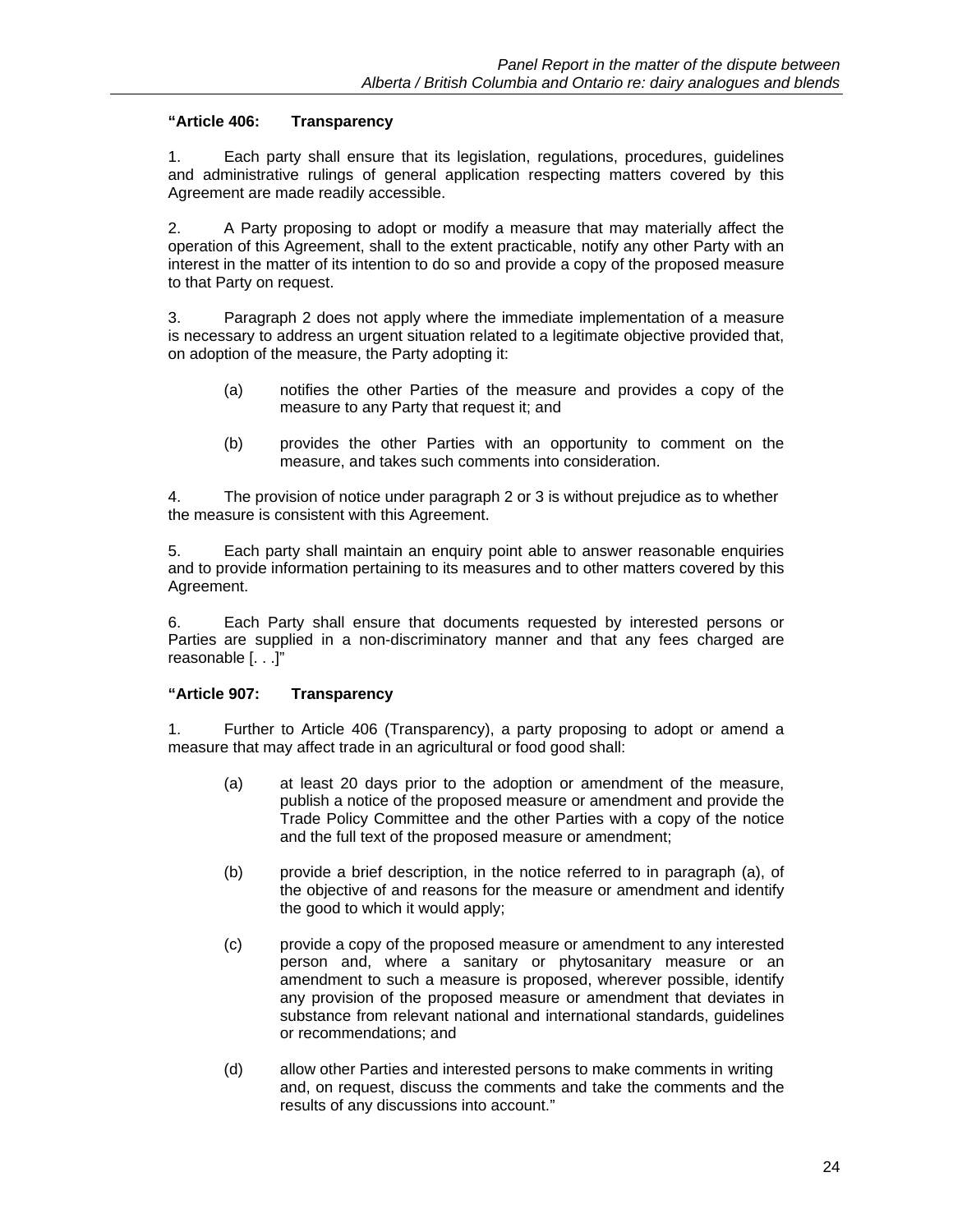**“Article 406: Transparency**

1. Each party shall ensure that its legislation, regulations, procedures, guidelines and administrative rulings of general application respecting matters covered by this Agreement are made readily accessible.

2. A Party proposing to adopt or modify a measure that may materially affect the operation of this Agreement, shall to the extent practicable, notify any other Party with an interest in the matter of its intention to do so and provide a copy of the proposed measure to that Party on request.

3. Paragraph 2 does not apply where the immediate implementation of a measure is necessary to address an urgent situation related to a legitimate objective provided that, on adoption of the measure, the Party adopting it:

   (a) notifies the other Parties of the measure and provides a copy of the measure to any Party that request it; and

   (b) provides the other Parties with an opportunity to comment on the measure, and takes such comments into consideration.

4. The provision of notice under paragraph 2 or 3 is without prejudice as to whether the measure is consistent with this Agreement.

5. Each party shall maintain an enquiry point able to answer reasonable enquiries and to provide information pertaining to its measures and to other matters covered by this Agreement.

6. Each Party shall ensure that documents requested by interested persons or Parties are supplied in a non-discriminatory manner and that any fees charged are reasonable [. . .]”

**“Article 907: Transparency**

1. Further to Article 406 (Transparency), a party proposing to adopt or amend a measure that may affect trade in an agricultural or food good shall:

   (a) at least 20 days prior to the adoption or amendment of the measure, publish a notice of the proposed measure or amendment and provide the Trade Policy Committee and the other Parties with a copy of the notice and the full text of the proposed measure or amendment;

   (b) provide a brief description, in the notice referred to in paragraph (a), of the objective of and reasons for the measure or amendment and identify the good to which it would apply;

   (c) provide a copy of the proposed measure or amendment to any interested person and, where a sanitary or phytosanitary measure or an amendment to such a measure is proposed, wherever possible, identify any provision of the proposed measure or amendment that deviates in substance from relevant national and international standards, guidelines or recommendations; and

   (d) allow other Parties and interested persons to make comments in writing and, on request, discuss the comments and take the comments and the results of any discussions into account.”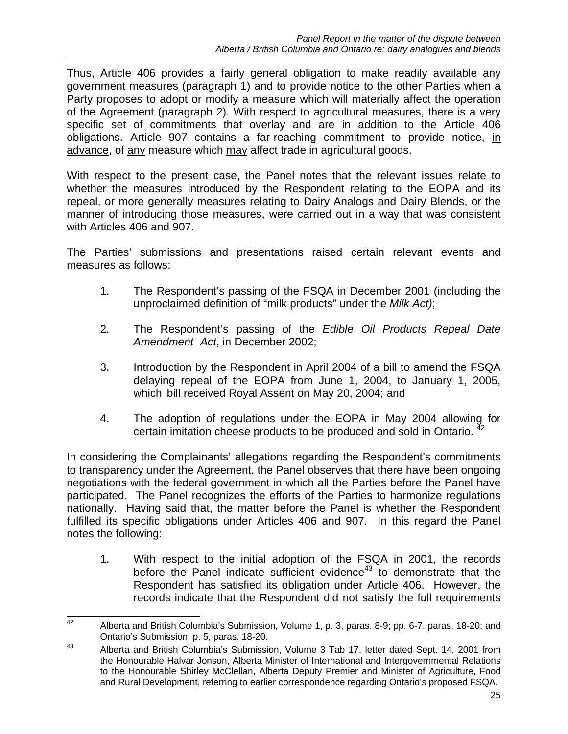Thus, Article 406 provides a fairly general obligation to make readily available any government measures (paragraph 1) and to provide notice to the other Parties when a Party proposes to adopt or modify a measure which will materially affect the operation of the Agreement (paragraph 2). With respect to agricultural measures, there is a very specific set of commitments that overlay and are in addition to the Article 406 obligations. Article 907 contains a far-reaching commitment to provide notice, <u>in advance</u>, of <u>any</u> measure which <u>may</u> affect trade in agricultural goods.

With respect to the present case, the Panel notes that the relevant issues relate to whether the measures introduced by the Respondent relating to the EOPA and its repeal, or more generally measures relating to Dairy Analogs and Dairy Blends, or the manner of introducing those measures, were carried out in a way that was consistent with Articles 406 and 907.

The Parties' submissions and presentations raised certain relevant events and measures as follows:

1. The Respondent's passing of the FSQA in December 2001 (including the unproclaimed definition of "milk products" under the *Milk Act)*;

2. The Respondent's passing of the *Edible Oil Products Repeal Date Amendment Act*, in December 2002;

3. Introduction by the Respondent in April 2004 of a bill to amend the FSQA delaying repeal of the EOPA from June 1, 2004, to January 1, 2005, which bill received Royal Assent on May 20, 2004; and

4. The adoption of regulations under the EOPA in May 2004 allowing for certain imitation cheese products to be produced and sold in Ontario. [42]

In considering the Complainants' allegations regarding the Respondent's commitments to transparency under the Agreement, the Panel observes that there have been ongoing negotiations with the federal government in which all the Parties before the Panel have participated. The Panel recognizes the efforts of the Parties to harmonize regulations nationally. Having said that, the matter before the Panel is whether the Respondent fulfilled its specific obligations under Articles 406 and 907. In this regard the Panel notes the following:

1. With respect to the initial adoption of the FSQA in 2001, the records before the Panel indicate sufficient evidence[43] to demonstrate that the Respondent has satisfied its obligation under Article 406. However, the records indicate that the Respondent did not satisfy the full requirements

---

[42] Alberta and British Columbia's Submission, Volume 1, p. 3, paras. 8-9; pp. 6-7, paras. 18-20; and Ontario's Submission, p. 5, paras. 18-20.

[43] Alberta and British Columbia's Submission, Volume 3 Tab 17, letter dated Sept. 14, 2001 from the Honourable Halvar Jonson, Alberta Minister of International and Intergovernmental Relations to the Honourable Shirley McClellan, Alberta Deputy Premier and Minister of Agriculture, Food and Rural Development, referring to earlier correspondence regarding Ontario's proposed FSQA.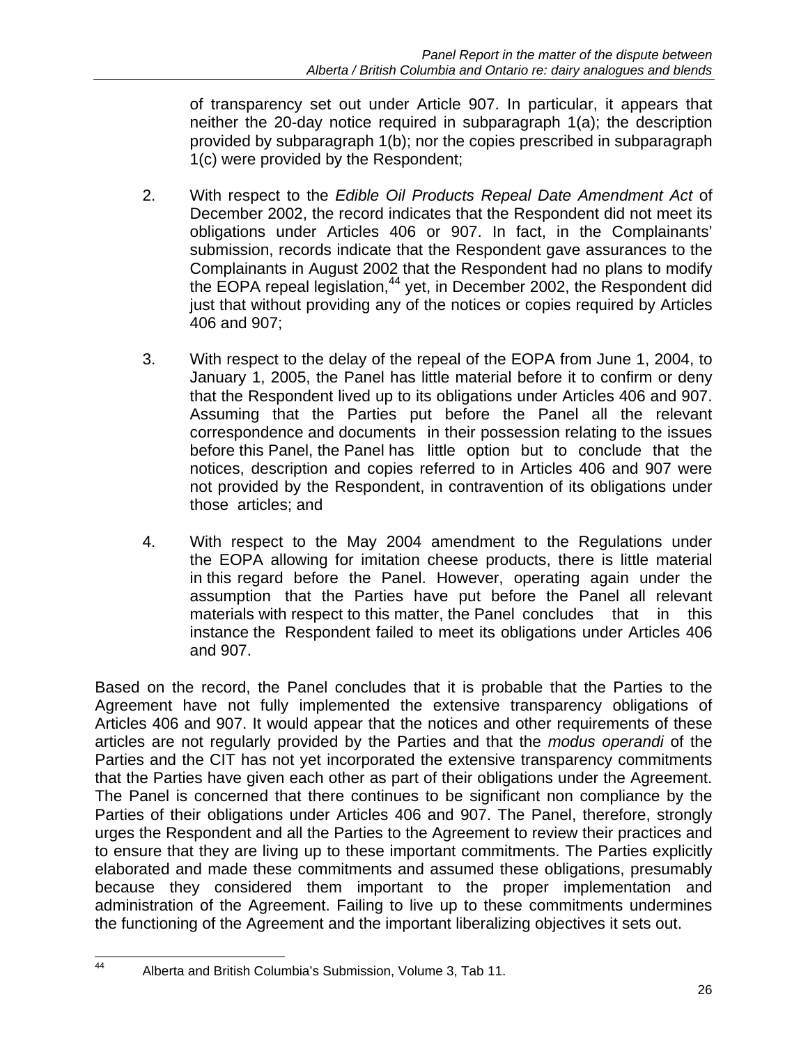of transparency set out under Article 907. In particular, it appears that neither the 20-day notice required in subparagraph 1(a); the description provided by subparagraph 1(b); nor the copies prescribed in subparagraph 1(c) were provided by the Respondent;

2. With respect to the *Edible Oil Products Repeal Date Amendment Act* of December 2002, the record indicates that the Respondent did not meet its obligations under Articles 406 or 907. In fact, in the Complainants' submission, records indicate that the Respondent gave assurances to the Complainants in August 2002 that the Respondent had no plans to modify the EOPA repeal legislation,[44] yet, in December 2002, the Respondent did just that without providing any of the notices or copies required by Articles 406 and 907;

3. With respect to the delay of the repeal of the EOPA from June 1, 2004, to January 1, 2005, the Panel has little material before it to confirm or deny that the Respondent lived up to its obligations under Articles 406 and 907. Assuming that the Parties put before the Panel all the relevant correspondence and documents in their possession relating to the issues before this Panel, the Panel has little option but to conclude that the notices, description and copies referred to in Articles 406 and 907 were not provided by the Respondent, in contravention of its obligations under those articles; and

4. With respect to the May 2004 amendment to the Regulations under the EOPA allowing for imitation cheese products, there is little material in this regard before the Panel. However, operating again under the assumption that the Parties have put before the Panel all relevant materials with respect to this matter, the Panel concludes that in this instance the Respondent failed to meet its obligations under Articles 406 and 907.

Based on the record, the Panel concludes that it is probable that the Parties to the Agreement have not fully implemented the extensive transparency obligations of Articles 406 and 907. It would appear that the notices and other requirements of these articles are not regularly provided by the Parties and that the *modus operandi* of the Parties and the CIT has not yet incorporated the extensive transparency commitments that the Parties have given each other as part of their obligations under the Agreement. The Panel is concerned that there continues to be significant non compliance by the Parties of their obligations under Articles 406 and 907. The Panel, therefore, strongly urges the Respondent and all the Parties to the Agreement to review their practices and to ensure that they are living up to these important commitments. The Parties explicitly elaborated and made these commitments and assumed these obligations, presumably because they considered them important to the proper implementation and administration of the Agreement. Failing to live up to these commitments undermines the functioning of the Agreement and the important liberalizing objectives it sets out.

---

[44] Alberta and British Columbia's Submission, Volume 3, Tab 11.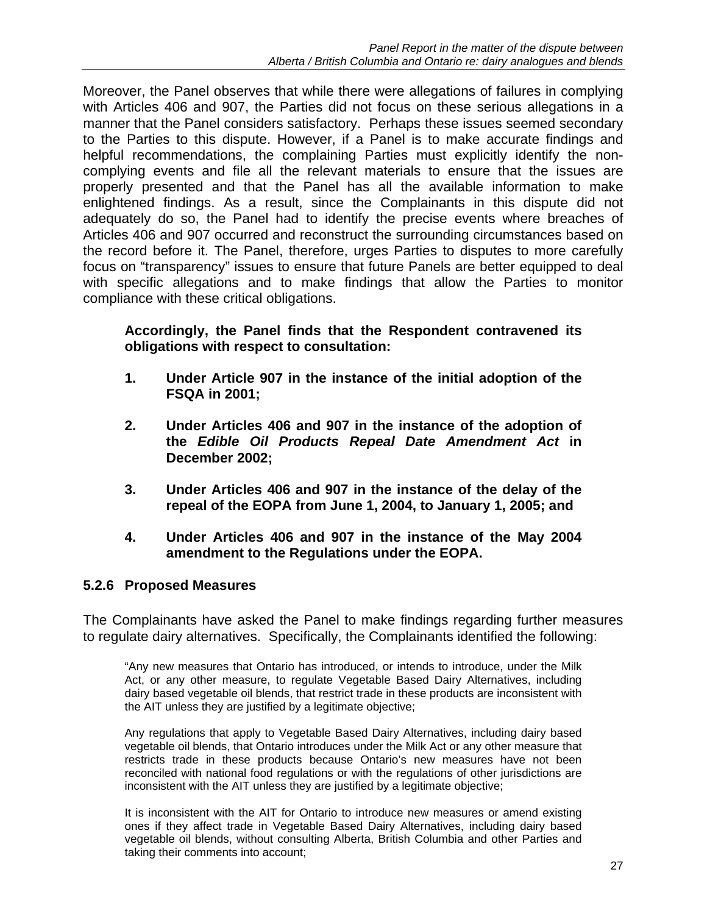Moreover, the Panel observes that while there were allegations of failures in complying with Articles 406 and 907, the Parties did not focus on these serious allegations in a manner that the Panel considers satisfactory. Perhaps these issues seemed secondary to the Parties to this dispute. However, if a Panel is to make accurate findings and helpful recommendations, the complaining Parties must explicitly identify the non-complying events and file all the relevant materials to ensure that the issues are properly presented and that the Panel has all the available information to make enlightened findings. As a result, since the Complainants in this dispute did not adequately do so, the Panel had to identify the precise events where breaches of Articles 406 and 907 occurred and reconstruct the surrounding circumstances based on the record before it. The Panel, therefore, urges Parties to disputes to more carefully focus on "transparency" issues to ensure that future Panels are better equipped to deal with specific allegations and to make findings that allow the Parties to monitor compliance with these critical obligations.

**Accordingly, the Panel finds that the Respondent contravened its obligations with respect to consultation:**

1. **Under Article 907 in the instance of the initial adoption of the FSQA in 2001;**

2. **Under Articles 406 and 907 in the instance of the adoption of the *Edible Oil Products Repeal Date Amendment Act* in December 2002;**

3. **Under Articles 406 and 907 in the instance of the delay of the repeal of the EOPA from June 1, 2004, to January 1, 2005; and**

4. **Under Articles 406 and 907 in the instance of the May 2004 amendment to the Regulations under the EOPA.**

### 5.2.6 Proposed Measures

The Complainants have asked the Panel to make findings regarding further measures to regulate dairy alternatives. Specifically, the Complainants identified the following:

> "Any new measures that Ontario has introduced, or intends to introduce, under the Milk Act, or any other measure, to regulate Vegetable Based Dairy Alternatives, including dairy based vegetable oil blends, that restrict trade in these products are inconsistent with the AIT unless they are justified by a legitimate objective;
>
> Any regulations that apply to Vegetable Based Dairy Alternatives, including dairy based vegetable oil blends, that Ontario introduces under the Milk Act or any other measure that restricts trade in these products because Ontario's new measures have not been reconciled with national food regulations or with the regulations of other jurisdictions are inconsistent with the AIT unless they are justified by a legitimate objective;
>
> It is inconsistent with the AIT for Ontario to introduce new measures or amend existing ones if they affect trade in Vegetable Based Dairy Alternatives, including dairy based vegetable oil blends, without consulting Alberta, British Columbia and other Parties and taking their comments into account;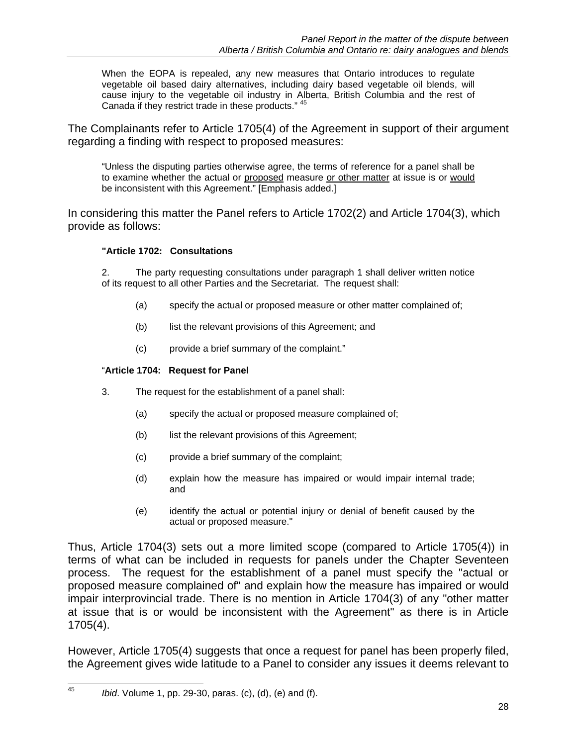> When the EOPA is repealed, any new measures that Ontario introduces to regulate vegetable oil based dairy alternatives, including dairy based vegetable oil blends, will cause injury to the vegetable oil industry in Alberta, British Columbia and the rest of Canada if they restrict trade in these products." [45]

The Complainants refer to Article 1705(4) of the Agreement in support of their argument regarding a finding with respect to proposed measures:

> "Unless the disputing parties otherwise agree, the terms of reference for a panel shall be to examine whether the actual or <u>proposed</u> measure <u>or other matter</u> at issue is or <u>would</u> be inconsistent with this Agreement." [Emphasis added.]

In considering this matter the Panel refers to Article 1702(2) and Article 1704(3), which provide as follows:

> **"Article 1702: Consultations**
>
> 2. The party requesting consultations under paragraph 1 shall deliver written notice of its request to all other Parties and the Secretariat. The request shall:
>
> (a) specify the actual or proposed measure or other matter complained of;
>
> (b) list the relevant provisions of this Agreement; and
>
> (c) provide a brief summary of the complaint."
>
> "**Article 1704: Request for Panel**
>
> 3. The request for the establishment of a panel shall:
>
> (a) specify the actual or proposed measure complained of;
>
> (b) list the relevant provisions of this Agreement;
>
> (c) provide a brief summary of the complaint;
>
> (d) explain how the measure has impaired or would impair internal trade; and
>
> (e) identify the actual or potential injury or denial of benefit caused by the actual or proposed measure."

Thus, Article 1704(3) sets out a more limited scope (compared to Article 1705(4)) in terms of what can be included in requests for panels under the Chapter Seventeen process. The request for the establishment of a panel must specify the "actual or proposed measure complained of" and explain how the measure has impaired or would impair interprovincial trade. There is no mention in Article 1704(3) of any "other matter at issue that is or would be inconsistent with the Agreement" as there is in Article 1705(4).

However, Article 1705(4) suggests that once a request for panel has been properly filed, the Agreement gives wide latitude to a Panel to consider any issues it deems relevant to

---

[45] *Ibid*. Volume 1, pp. 29-30, paras. (c), (d), (e) and (f).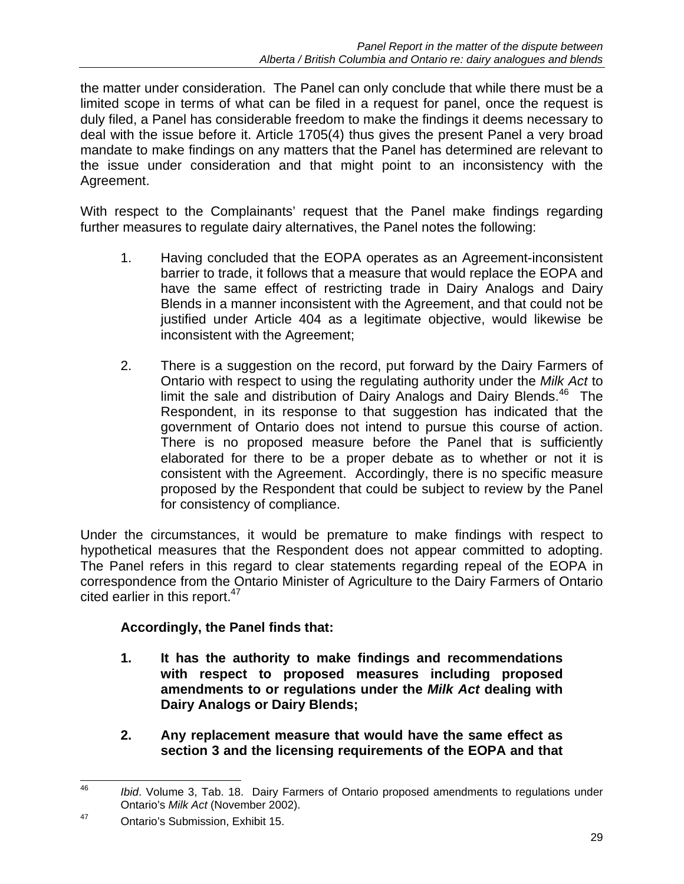the matter under consideration. The Panel can only conclude that while there must be a limited scope in terms of what can be filed in a request for panel, once the request is duly filed, a Panel has considerable freedom to make the findings it deems necessary to deal with the issue before it. Article 1705(4) thus gives the present Panel a very broad mandate to make findings on any matters that the Panel has determined are relevant to the issue under consideration and that might point to an inconsistency with the Agreement.

With respect to the Complainants' request that the Panel make findings regarding further measures to regulate dairy alternatives, the Panel notes the following:

1. Having concluded that the EOPA operates as an Agreement-inconsistent barrier to trade, it follows that a measure that would replace the EOPA and have the same effect of restricting trade in Dairy Analogs and Dairy Blends in a manner inconsistent with the Agreement, and that could not be justified under Article 404 as a legitimate objective, would likewise be inconsistent with the Agreement;

2. There is a suggestion on the record, put forward by the Dairy Farmers of Ontario with respect to using the regulating authority under the *Milk Act* to limit the sale and distribution of Dairy Analogs and Dairy Blends.[46] The Respondent, in its response to that suggestion has indicated that the government of Ontario does not intend to pursue this course of action. There is no proposed measure before the Panel that is sufficiently elaborated for there to be a proper debate as to whether or not it is consistent with the Agreement. Accordingly, there is no specific measure proposed by the Respondent that could be subject to review by the Panel for consistency of compliance.

Under the circumstances, it would be premature to make findings with respect to hypothetical measures that the Respondent does not appear committed to adopting. The Panel refers in this regard to clear statements regarding repeal of the EOPA in correspondence from the Ontario Minister of Agriculture to the Dairy Farmers of Ontario cited earlier in this report.[47]

**Accordingly, the Panel finds that:**

**1. It has the authority to make findings and recommendations with respect to proposed measures including proposed amendments to or regulations under the *Milk Act* dealing with Dairy Analogs or Dairy Blends;**

**2. Any replacement measure that would have the same effect as section 3 and the licensing requirements of the EOPA and that**

---

[46] *Ibid*. Volume 3, Tab. 18. Dairy Farmers of Ontario proposed amendments to regulations under Ontario's *Milk Act* (November 2002).

[47] Ontario's Submission, Exhibit 15.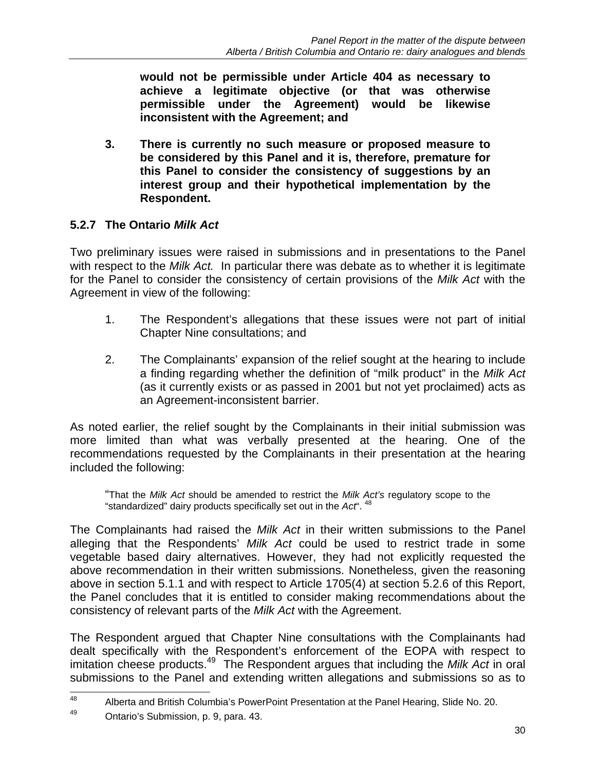**would not be permissible under Article 404 as necessary to achieve a legitimate objective (or that was otherwise permissible under the Agreement) would be likewise inconsistent with the Agreement; and**

**3. There is currently no such measure or proposed measure to be considered by this Panel and it is, therefore, premature for this Panel to consider the consistency of suggestions by an interest group and their hypothetical implementation by the Respondent.**

### 5.2.7 The Ontario *Milk Act*

Two preliminary issues were raised in submissions and in presentations to the Panel with respect to the *Milk Act.* In particular there was debate as to whether it is legitimate for the Panel to consider the consistency of certain provisions of the *Milk Act* with the Agreement in view of the following:

1. The Respondent's allegations that these issues were not part of initial Chapter Nine consultations; and

2. The Complainants' expansion of the relief sought at the hearing to include a finding regarding whether the definition of "milk product" in the *Milk Act* (as it currently exists or as passed in 2001 but not yet proclaimed) acts as an Agreement-inconsistent barrier.

As noted earlier, the relief sought by the Complainants in their initial submission was more limited than what was verbally presented at the hearing. One of the recommendations requested by the Complainants in their presentation at the hearing included the following:

> "That the *Milk Act* should be amended to restrict the *Milk Act's* regulatory scope to the "standardized" dairy products specifically set out in the *Act*". [48]

The Complainants had raised the *Milk Act* in their written submissions to the Panel alleging that the Respondents' *Milk Act* could be used to restrict trade in some vegetable based dairy alternatives. However, they had not explicitly requested the above recommendation in their written submissions. Nonetheless, given the reasoning above in section 5.1.1 and with respect to Article 1705(4) at section 5.2.6 of this Report, the Panel concludes that it is entitled to consider making recommendations about the consistency of relevant parts of the *Milk Act* with the Agreement.

The Respondent argued that Chapter Nine consultations with the Complainants had dealt specifically with the Respondent's enforcement of the EOPA with respect to imitation cheese products.[49] The Respondent argues that including the *Milk Act* in oral submissions to the Panel and extending written allegations and submissions so as to

[48] Alberta and British Columbia's PowerPoint Presentation at the Panel Hearing, Slide No. 20.

[49] Ontario's Submission, p. 9, para. 43.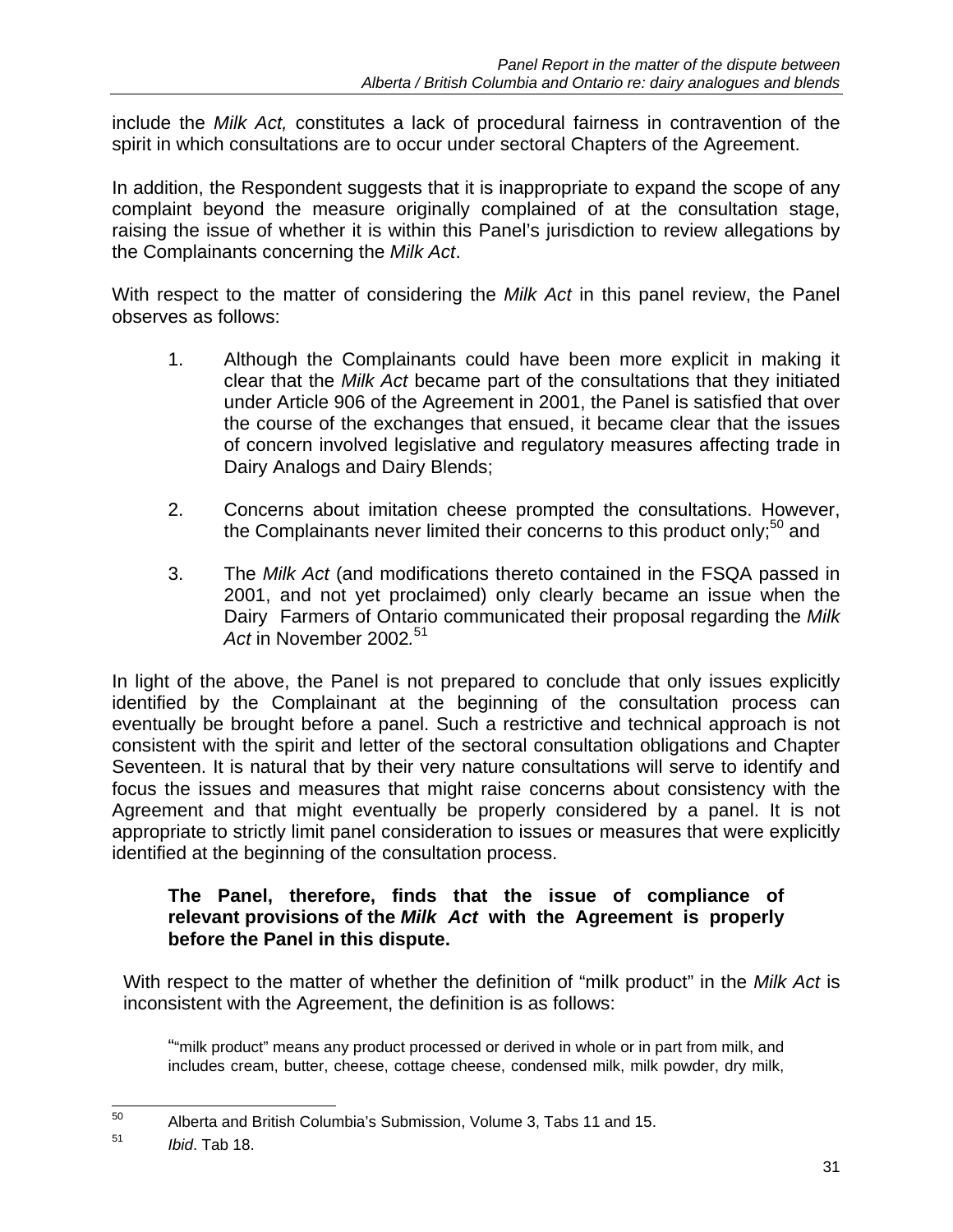include the *Milk Act,* constitutes a lack of procedural fairness in contravention of the spirit in which consultations are to occur under sectoral Chapters of the Agreement.

In addition, the Respondent suggests that it is inappropriate to expand the scope of any complaint beyond the measure originally complained of at the consultation stage, raising the issue of whether it is within this Panel's jurisdiction to review allegations by the Complainants concerning the *Milk Act*.

With respect to the matter of considering the *Milk Act* in this panel review, the Panel observes as follows:

1. Although the Complainants could have been more explicit in making it clear that the *Milk Act* became part of the consultations that they initiated under Article 906 of the Agreement in 2001, the Panel is satisfied that over the course of the exchanges that ensued, it became clear that the issues of concern involved legislative and regulatory measures affecting trade in Dairy Analogs and Dairy Blends;

2. Concerns about imitation cheese prompted the consultations. However, the Complainants never limited their concerns to this product only;[50] and

3. The *Milk Act* (and modifications thereto contained in the FSQA passed in 2001, and not yet proclaimed) only clearly became an issue when the Dairy Farmers of Ontario communicated their proposal regarding the *Milk Act* in November 2002.[51]

In light of the above, the Panel is not prepared to conclude that only issues explicitly identified by the Complainant at the beginning of the consultation process can eventually be brought before a panel. Such a restrictive and technical approach is not consistent with the spirit and letter of the sectoral consultation obligations and Chapter Seventeen. It is natural that by their very nature consultations will serve to identify and focus the issues and measures that might raise concerns about consistency with the Agreement and that might eventually be properly considered by a panel. It is not appropriate to strictly limit panel consideration to issues or measures that were explicitly identified at the beginning of the consultation process.

**The Panel, therefore, finds that the issue of compliance of relevant provisions of the *Milk Act* with the Agreement is properly before the Panel in this dispute.**

With respect to the matter of whether the definition of "milk product" in the *Milk Act* is inconsistent with the Agreement, the definition is as follows:

> ""milk product" means any product processed or derived in whole or in part from milk, and includes cream, butter, cheese, cottage cheese, condensed milk, milk powder, dry milk,

---

[50] Alberta and British Columbia's Submission, Volume 3, Tabs 11 and 15.

[51] *Ibid*. Tab 18.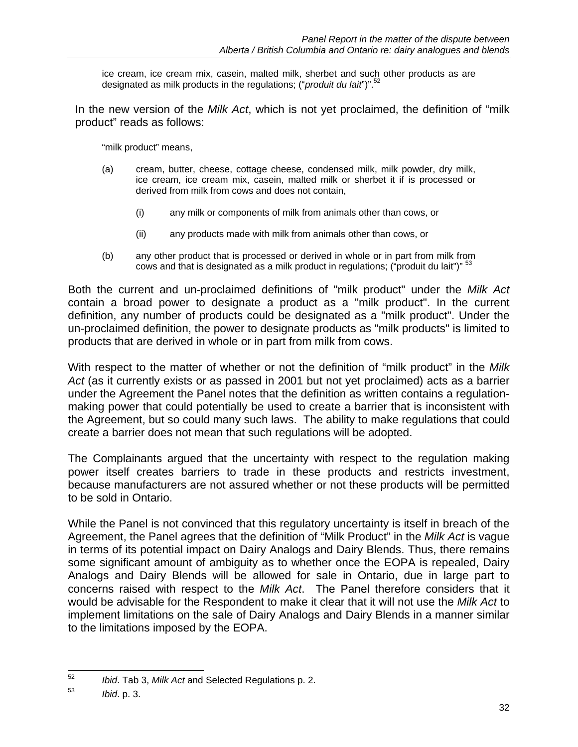> ice cream, ice cream mix, casein, malted milk, sherbet and such other products as are designated as milk products in the regulations; ("*produit du lait*")".[52]

In the new version of the *Milk Act*, which is not yet proclaimed, the definition of "milk product" reads as follows:

> "milk product" means,
>
> (a) cream, butter, cheese, cottage cheese, condensed milk, milk powder, dry milk, ice cream, ice cream mix, casein, malted milk or sherbet it if is processed or derived from milk from cows and does not contain,
>
> (i) any milk or components of milk from animals other than cows, or
>
> (ii) any products made with milk from animals other than cows, or
>
> (b) any other product that is processed or derived in whole or in part from milk from cows and that is designated as a milk product in regulations; ("produit du lait")" [53]

Both the current and un-proclaimed definitions of "milk product" under the *Milk Act* contain a broad power to designate a product as a "milk product". In the current definition, any number of products could be designated as a "milk product". Under the un-proclaimed definition, the power to designate products as "milk products" is limited to products that are derived in whole or in part from milk from cows.

With respect to the matter of whether or not the definition of "milk product" in the *Milk Act* (as it currently exists or as passed in 2001 but not yet proclaimed) acts as a barrier under the Agreement the Panel notes that the definition as written contains a regulation-making power that could potentially be used to create a barrier that is inconsistent with the Agreement, but so could many such laws. The ability to make regulations that could create a barrier does not mean that such regulations will be adopted.

The Complainants argued that the uncertainty with respect to the regulation making power itself creates barriers to trade in these products and restricts investment, because manufacturers are not assured whether or not these products will be permitted to be sold in Ontario.

While the Panel is not convinced that this regulatory uncertainty is itself in breach of the Agreement, the Panel agrees that the definition of "Milk Product" in the *Milk Act* is vague in terms of its potential impact on Dairy Analogs and Dairy Blends. Thus, there remains some significant amount of ambiguity as to whether once the EOPA is repealed, Dairy Analogs and Dairy Blends will be allowed for sale in Ontario, due in large part to concerns raised with respect to the *Milk Act*. The Panel therefore considers that it would be advisable for the Respondent to make it clear that it will not use the *Milk Act* to implement limitations on the sale of Dairy Analogs and Dairy Blends in a manner similar to the limitations imposed by the EOPA.

---

[52] *Ibid*. Tab 3, *Milk Act* and Selected Regulations p. 2.

[53] *Ibid*. p. 3.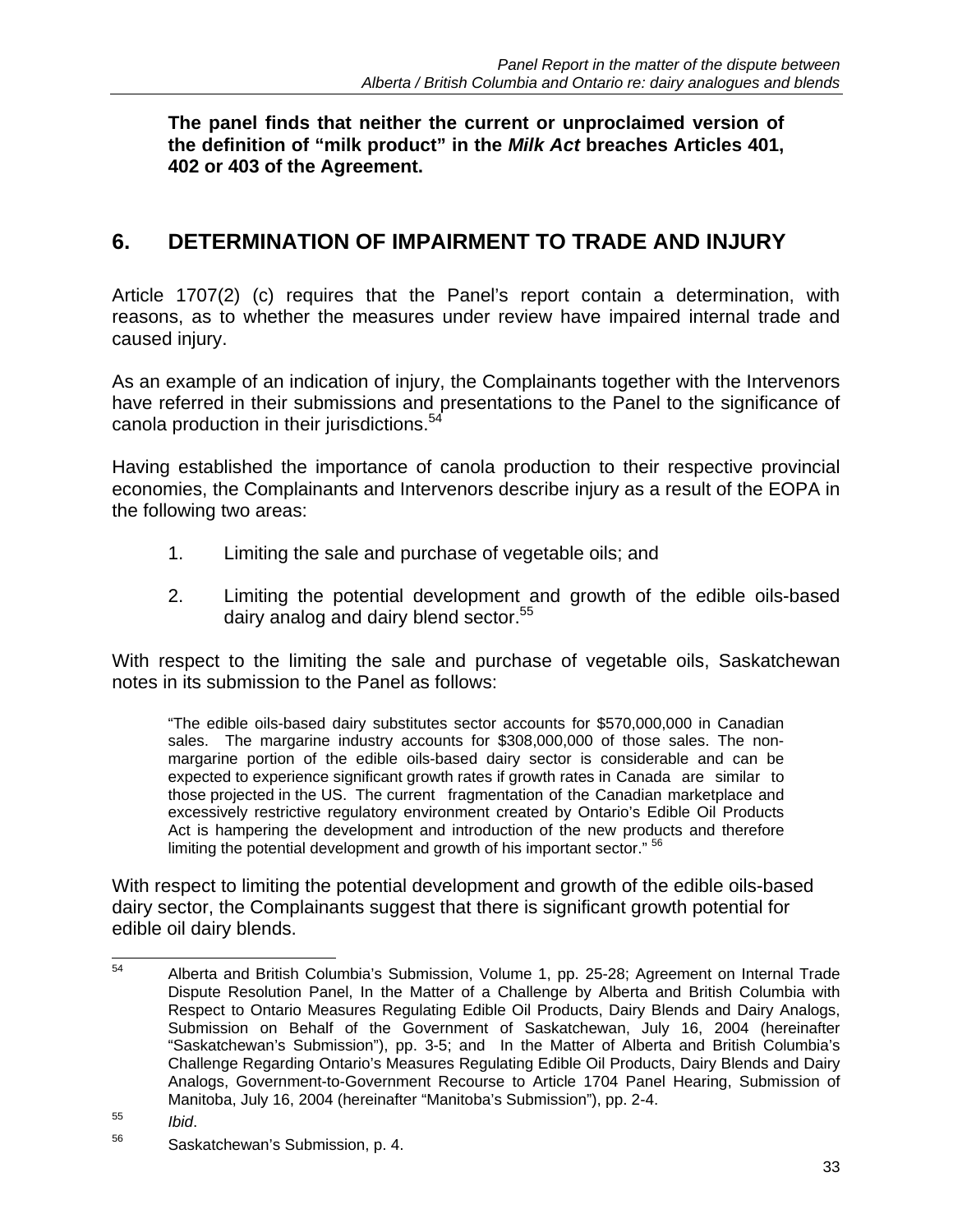**The panel finds that neither the current or unproclaimed version of the definition of "milk product" in the *Milk Act* breaches Articles 401, 402 or 403 of the Agreement.**

## 6. DETERMINATION OF IMPAIRMENT TO TRADE AND INJURY

Article 1707(2) (c) requires that the Panel's report contain a determination, with reasons, as to whether the measures under review have impaired internal trade and caused injury.

As an example of an indication of injury, the Complainants together with the Intervenors have referred in their submissions and presentations to the Panel to the significance of canola production in their jurisdictions.[54]

Having established the importance of canola production to their respective provincial economies, the Complainants and Intervenors describe injury as a result of the EOPA in the following two areas:

1. Limiting the sale and purchase of vegetable oils; and
2. Limiting the potential development and growth of the edible oils-based dairy analog and dairy blend sector.[55]

With respect to the limiting the sale and purchase of vegetable oils, Saskatchewan notes in its submission to the Panel as follows:

> "The edible oils-based dairy substitutes sector accounts for $570,000,000 in Canadian sales. The margarine industry accounts for $308,000,000 of those sales. The non-margarine portion of the edible oils-based dairy sector is considerable and can be expected to experience significant growth rates if growth rates in Canada are similar to those projected in the US. The current fragmentation of the Canadian marketplace and excessively restrictive regulatory environment created by Ontario's Edible Oil Products Act is hampering the development and introduction of the new products and therefore limiting the potential development and growth of his important sector." [56]

With respect to limiting the potential development and growth of the edible oils-based dairy sector, the Complainants suggest that there is significant growth potential for edible oil dairy blends.

---

[54] Alberta and British Columbia's Submission, Volume 1, pp. 25-28; Agreement on Internal Trade Dispute Resolution Panel, In the Matter of a Challenge by Alberta and British Columbia with Respect to Ontario Measures Regulating Edible Oil Products, Dairy Blends and Dairy Analogs, Submission on Behalf of the Government of Saskatchewan, July 16, 2004 (hereinafter "Saskatchewan's Submission"), pp. 3-5; and In the Matter of Alberta and British Columbia's Challenge Regarding Ontario's Measures Regulating Edible Oil Products, Dairy Blends and Dairy Analogs, Government-to-Government Recourse to Article 1704 Panel Hearing, Submission of Manitoba, July 16, 2004 (hereinafter "Manitoba's Submission"), pp. 2-4.

[55] *Ibid*.

[56] Saskatchewan's Submission, p. 4.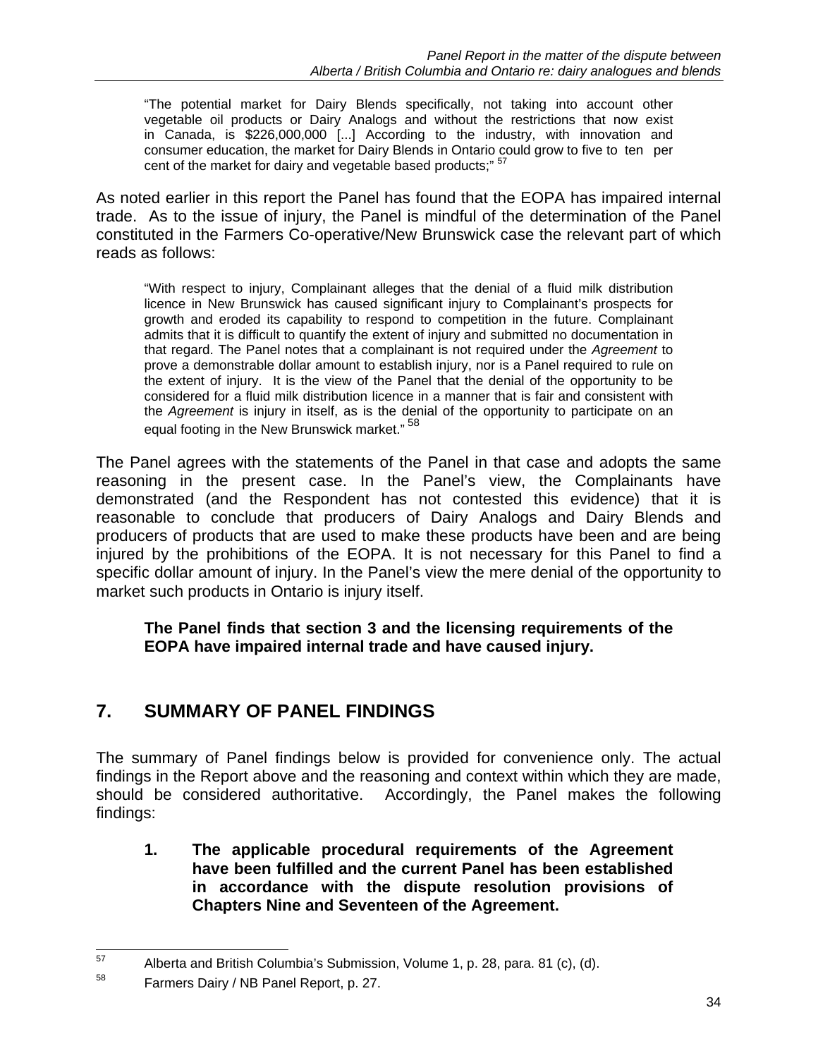"The potential market for Dairy Blends specifically, not taking into account other vegetable oil products or Dairy Analogs and without the restrictions that now exist in Canada, is $226,000,000 [...] According to the industry, with innovation and consumer education, the market for Dairy Blends in Ontario could grow to five to ten per cent of the market for dairy and vegetable based products;" [57]

As noted earlier in this report the Panel has found that the EOPA has impaired internal trade. As to the issue of injury, the Panel is mindful of the determination of the Panel constituted in the Farmers Co-operative/New Brunswick case the relevant part of which reads as follows:

> "With respect to injury, Complainant alleges that the denial of a fluid milk distribution licence in New Brunswick has caused significant injury to Complainant's prospects for growth and eroded its capability to respond to competition in the future. Complainant admits that it is difficult to quantify the extent of injury and submitted no documentation in that regard. The Panel notes that a complainant is not required under the *Agreement* to prove a demonstrable dollar amount to establish injury, nor is a Panel required to rule on the extent of injury. It is the view of the Panel that the denial of the opportunity to be considered for a fluid milk distribution licence in a manner that is fair and consistent with the *Agreement* is injury in itself, as is the denial of the opportunity to participate on an equal footing in the New Brunswick market." [58]

The Panel agrees with the statements of the Panel in that case and adopts the same reasoning in the present case. In the Panel's view, the Complainants have demonstrated (and the Respondent has not contested this evidence) that it is reasonable to conclude that producers of Dairy Analogs and Dairy Blends and producers of products that are used to make these products have been and are being injured by the prohibitions of the EOPA. It is not necessary for this Panel to find a specific dollar amount of injury. In the Panel's view the mere denial of the opportunity to market such products in Ontario is injury itself.

**The Panel finds that section 3 and the licensing requirements of the EOPA have impaired internal trade and have caused injury.**

## 7. SUMMARY OF PANEL FINDINGS

The summary of Panel findings below is provided for convenience only. The actual findings in the Report above and the reasoning and context within which they are made, should be considered authoritative. Accordingly, the Panel makes the following findings:

1. **The applicable procedural requirements of the Agreement have been fulfilled and the current Panel has been established in accordance with the dispute resolution provisions of Chapters Nine and Seventeen of the Agreement.**

---

[57] Alberta and British Columbia's Submission, Volume 1, p. 28, para. 81 (c), (d).

[58] Farmers Dairy / NB Panel Report, p. 27.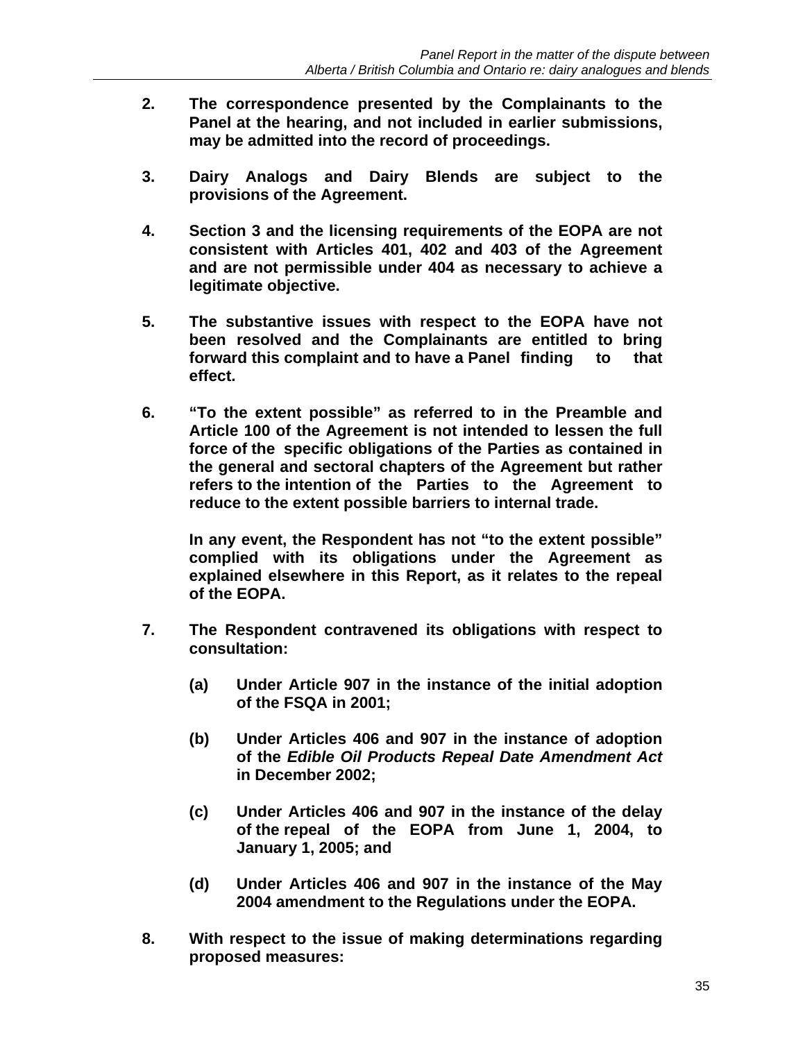2. **The correspondence presented by the Complainants to the Panel at the hearing, and not included in earlier submissions, may be admitted into the record of proceedings.**

3. **Dairy Analogs and Dairy Blends are subject to the provisions of the Agreement.**

4. **Section 3 and the licensing requirements of the EOPA are not consistent with Articles 401, 402 and 403 of the Agreement and are not permissible under 404 as necessary to achieve a legitimate objective.**

5. **The substantive issues with respect to the EOPA have not been resolved and the Complainants are entitled to bring forward this complaint and to have a Panel finding to that effect.**

6. **"To the extent possible" as referred to in the Preamble and Article 100 of the Agreement is not intended to lessen the full force of the specific obligations of the Parties as contained in the general and sectoral chapters of the Agreement but rather refers to the intention of the Parties to the Agreement to reduce to the extent possible barriers to internal trade.**

   **In any event, the Respondent has not "to the extent possible" complied with its obligations under the Agreement as explained elsewhere in this Report, as it relates to the repeal of the EOPA.**

7. **The Respondent contravened its obligations with respect to consultation:**

   **(a) Under Article 907 in the instance of the initial adoption of the FSQA in 2001;**

   **(b) Under Articles 406 and 907 in the instance of adoption of the *Edible Oil Products Repeal Date Amendment Act* in December 2002;**

   **(c) Under Articles 406 and 907 in the instance of the delay of the repeal of the EOPA from June 1, 2004, to January 1, 2005; and**

   **(d) Under Articles 406 and 907 in the instance of the May 2004 amendment to the Regulations under the EOPA.**

8. **With respect to the issue of making determinations regarding proposed measures:**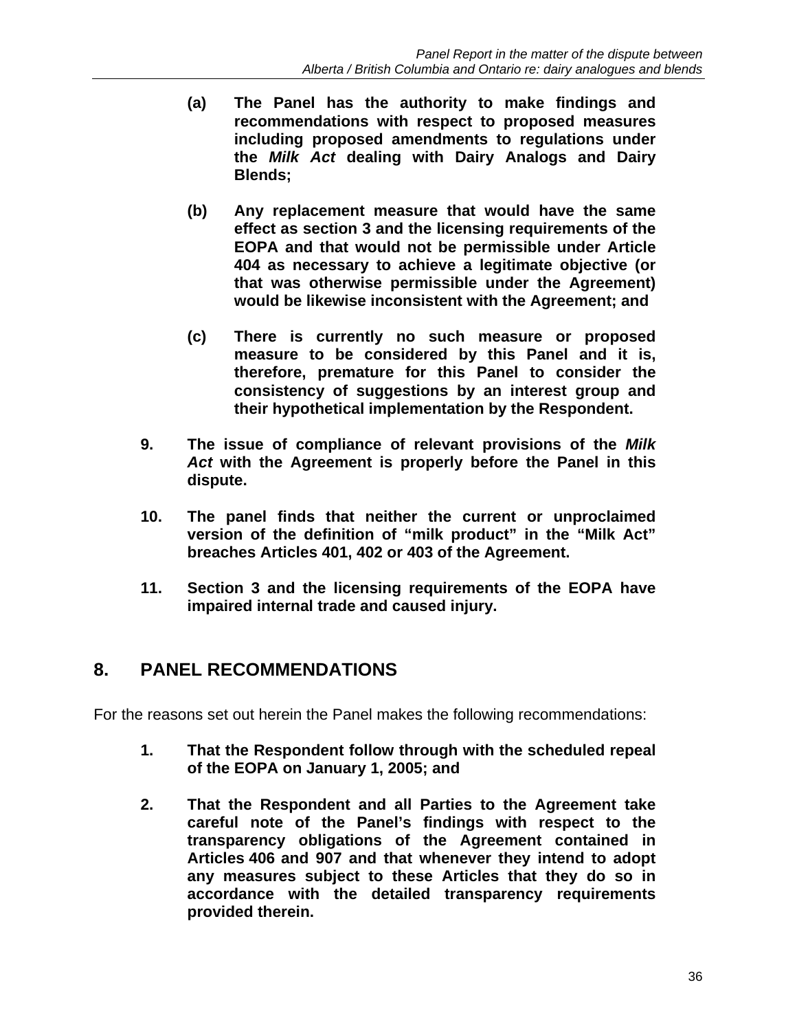**(a) The Panel has the authority to make findings and recommendations with respect to proposed measures including proposed amendments to regulations under the *Milk Act* dealing with Dairy Analogs and Dairy Blends;**

**(b) Any replacement measure that would have the same effect as section 3 and the licensing requirements of the EOPA and that would not be permissible under Article 404 as necessary to achieve a legitimate objective (or that was otherwise permissible under the Agreement) would be likewise inconsistent with the Agreement; and**

**(c) There is currently no such measure or proposed measure to be considered by this Panel and it is, therefore, premature for this Panel to consider the consistency of suggestions by an interest group and their hypothetical implementation by the Respondent.**

**9. The issue of compliance of relevant provisions of the *Milk Act* with the Agreement is properly before the Panel in this dispute.**

**10. The panel finds that neither the current or unproclaimed version of the definition of "milk product" in the "Milk Act" breaches Articles 401, 402 or 403 of the Agreement.**

**11. Section 3 and the licensing requirements of the EOPA have impaired internal trade and caused injury.**

## 8. PANEL RECOMMENDATIONS

For the reasons set out herein the Panel makes the following recommendations:

**1. That the Respondent follow through with the scheduled repeal of the EOPA on January 1, 2005; and**

**2. That the Respondent and all Parties to the Agreement take careful note of the Panel's findings with respect to the transparency obligations of the Agreement contained in Articles 406 and 907 and that whenever they intend to adopt any measures subject to these Articles that they do so in accordance with the detailed transparency requirements provided therein.**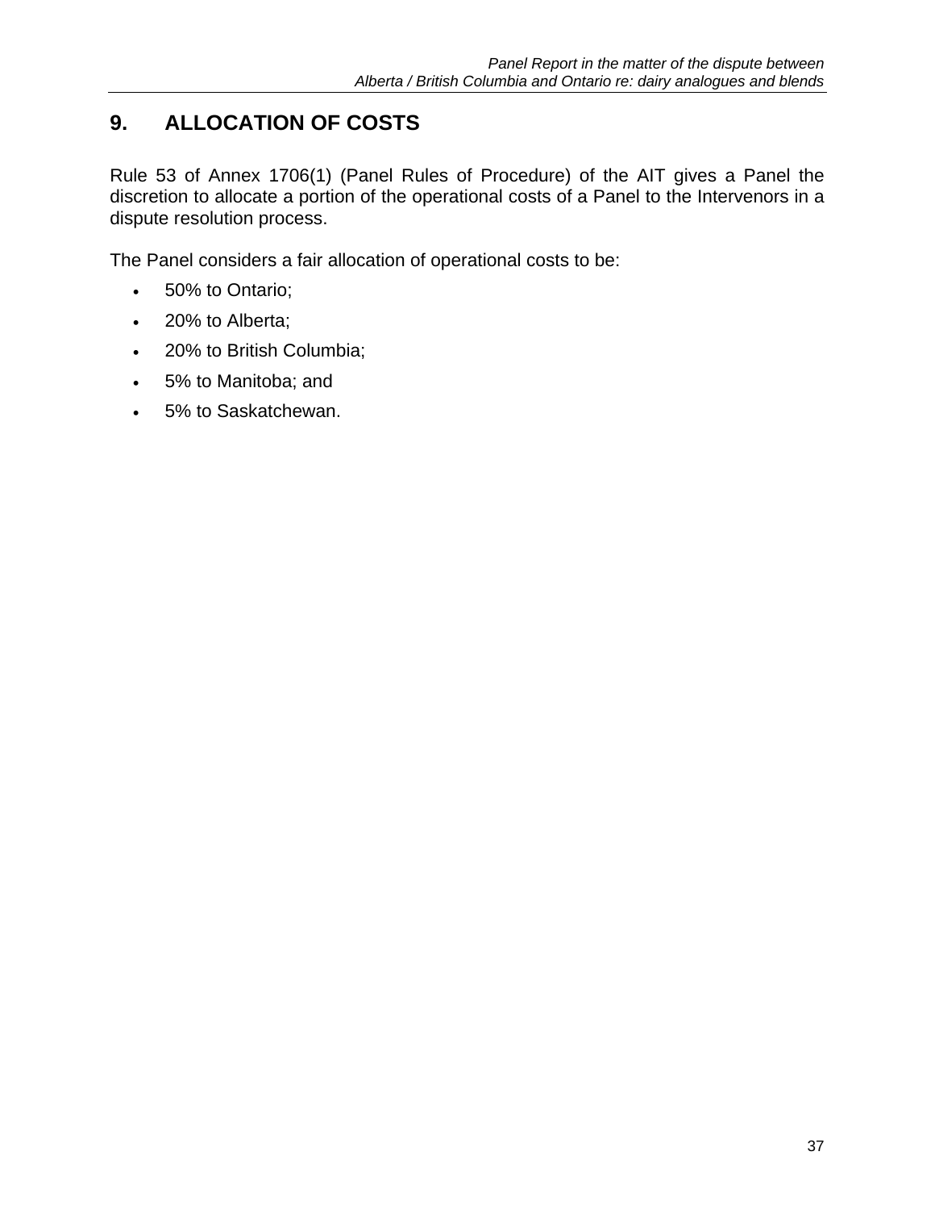## 9. ALLOCATION OF COSTS

Rule 53 of Annex 1706(1) (Panel Rules of Procedure) of the AIT gives a Panel the discretion to allocate a portion of the operational costs of a Panel to the Intervenors in a dispute resolution process.

The Panel considers a fair allocation of operational costs to be:

- 50% to Ontario;
- 20% to Alberta;
- 20% to British Columbia;
- 5% to Manitoba; and
- 5% to Saskatchewan.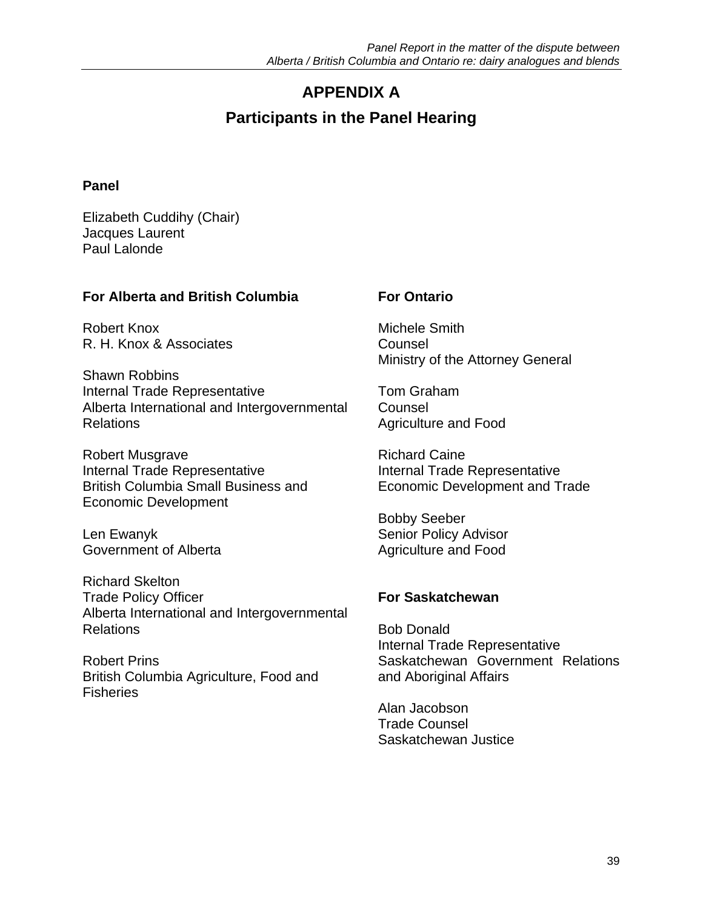# APPENDIX A

## Participants in the Panel Hearing

**Panel**

Elizabeth Cuddihy (Chair)
Jacques Laurent
Paul Lalonde

**For Alberta and British Columbia**

Robert Knox
R. H. Knox & Associates

Shawn Robbins
Internal Trade Representative
Alberta International and Intergovernmental Relations

Robert Musgrave
Internal Trade Representative
British Columbia Small Business and Economic Development

Len Ewanyk
Government of Alberta

Richard Skelton
Trade Policy Officer
Alberta International and Intergovernmental Relations

Robert Prins
British Columbia Agriculture, Food and Fisheries

**For Ontario**

Michele Smith
Counsel
Ministry of the Attorney General

Tom Graham
Counsel
Agriculture and Food

Richard Caine
Internal Trade Representative
Economic Development and Trade

Bobby Seeber
Senior Policy Advisor
Agriculture and Food

**For Saskatchewan**

Bob Donald
Internal Trade Representative
Saskatchewan Government Relations and Aboriginal Affairs

Alan Jacobson
Trade Counsel
Saskatchewan Justice